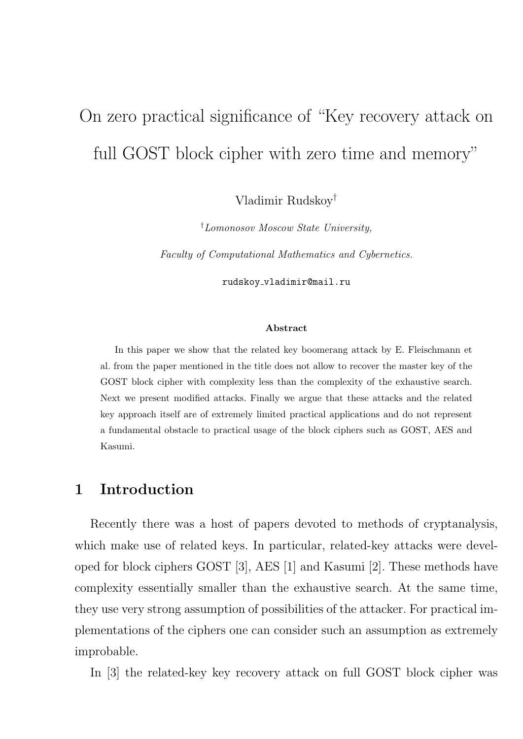# On zero practical significance of "Key recovery attack on full GOST block cipher with zero time and memory"

Vladimir Rudskoy[†]

[†]*Lomonosov Moscow State University,*

*Faculty of Computational Mathematics and Cybernetics.*

`rudskoy_vladimir@mail.ru`

**Abstract**

In this paper we show that the related key boomerang attack by E. Fleischmann et al. from the paper mentioned in the title does not allow to recover the master key of the GOST block cipher with complexity less than the complexity of the exhaustive search. Next we present modified attacks. Finally we argue that these attacks and the related key approach itself are of extremely limited practical applications and do not represent a fundamental obstacle to practical usage of the block ciphers such as GOST, AES and Kasumi.

## 1 Introduction

Recently there was a host of papers devoted to methods of cryptanalysis, which make use of related keys. In particular, related-key attacks were developed for block ciphers GOST [3], AES [1] and Kasumi [2]. These methods have complexity essentially smaller than the exhaustive search. At the same time, they use very strong assumption of possibilities of the attacker. For practical implementations of the ciphers one can consider such an assumption as extremely improbable.

In [3] the related-key key recovery attack on full GOST block cipher was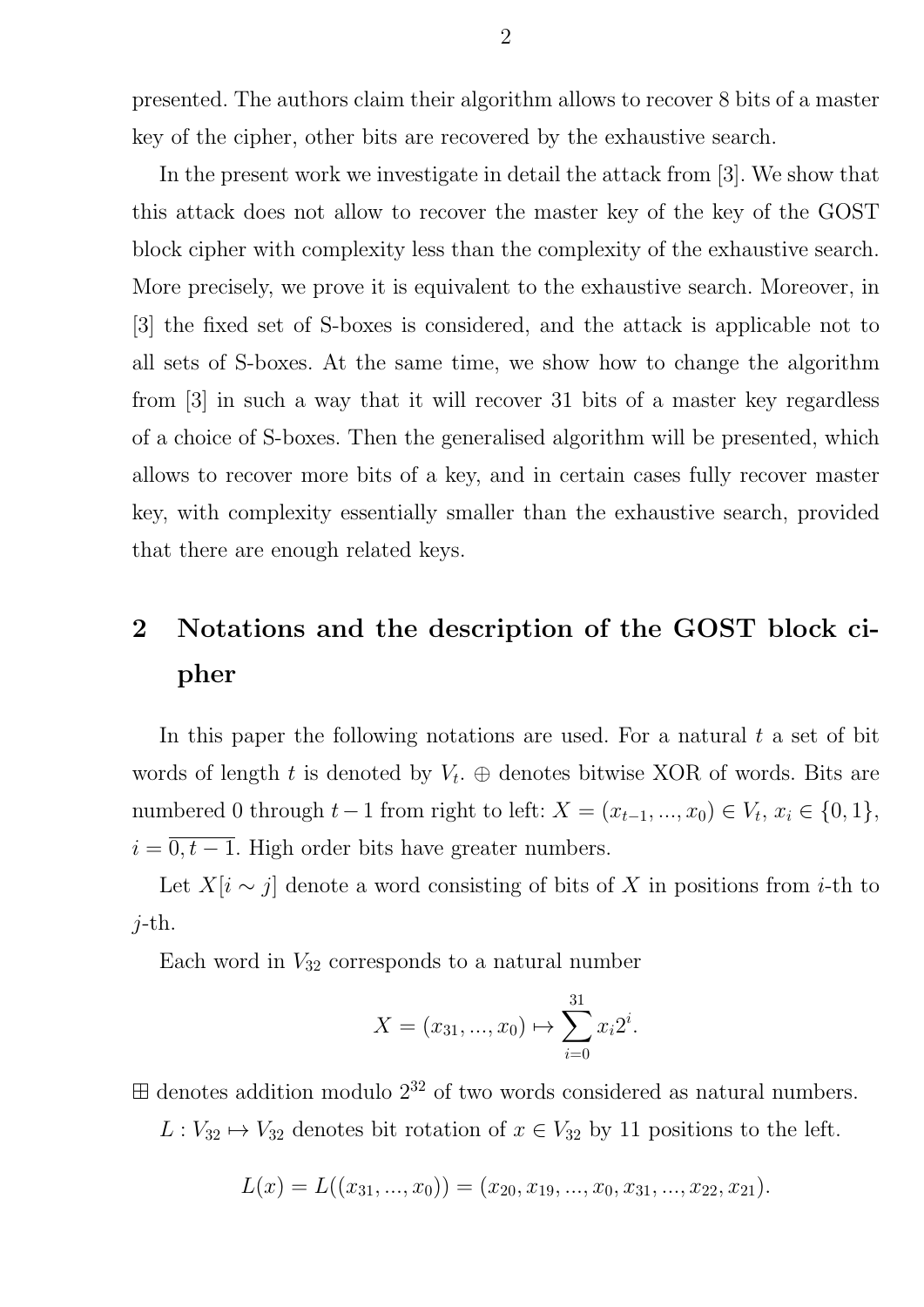presented. The authors claim their algorithm allows to recover 8 bits of a master key of the cipher, other bits are recovered by the exhaustive search.

In the present work we investigate in detail the attack from [3]. We show that this attack does not allow to recover the master key of the key of the GOST block cipher with complexity less than the complexity of the exhaustive search. More precisely, we prove it is equivalent to the exhaustive search. Moreover, in [3] the fixed set of S-boxes is considered, and the attack is applicable not to all sets of S-boxes. At the same time, we show how to change the algorithm from [3] in such a way that it will recover 31 bits of a master key regardless of a choice of S-boxes. Then the generalised algorithm will be presented, which allows to recover more bits of a key, and in certain cases fully recover master key, with complexity essentially smaller than the exhaustive search, provided that there are enough related keys.

## 2 Notations and the description of the GOST block cipher

In this paper the following notations are used. For a natural $t$ a set of bit words of length $t$ is denoted by $V_t$. $\oplus$ denotes bitwise XOR of words. Bits are numbered 0 through $t-1$ from right to left: $X = (x_{t-1}, ..., x_0) \in V_t$, $x_i \in \{0, 1\}$, $i = \overline{0, t-1}$. High order bits have greater numbers.

Let $X[i \sim j]$ denote a word consisting of bits of $X$ in positions from $i$-th to $j$-th.

Each word in $V_{32}$ corresponds to a natural number

$$X = (x_{31}, ..., x_0) \mapsto \sum_{i=0}^{31} x_i 2^i.$$

$\boxplus$ denotes addition modulo $2^{32}$ of two words considered as natural numbers.

$L : V_{32} \mapsto V_{32}$ denotes bit rotation of $x \in V_{32}$ by 11 positions to the left.

$$L(x) = L((x_{31}, ..., x_0)) = (x_{20}, x_{19}, ..., x_0, x_{31}, ..., x_{22}, x_{21}).$$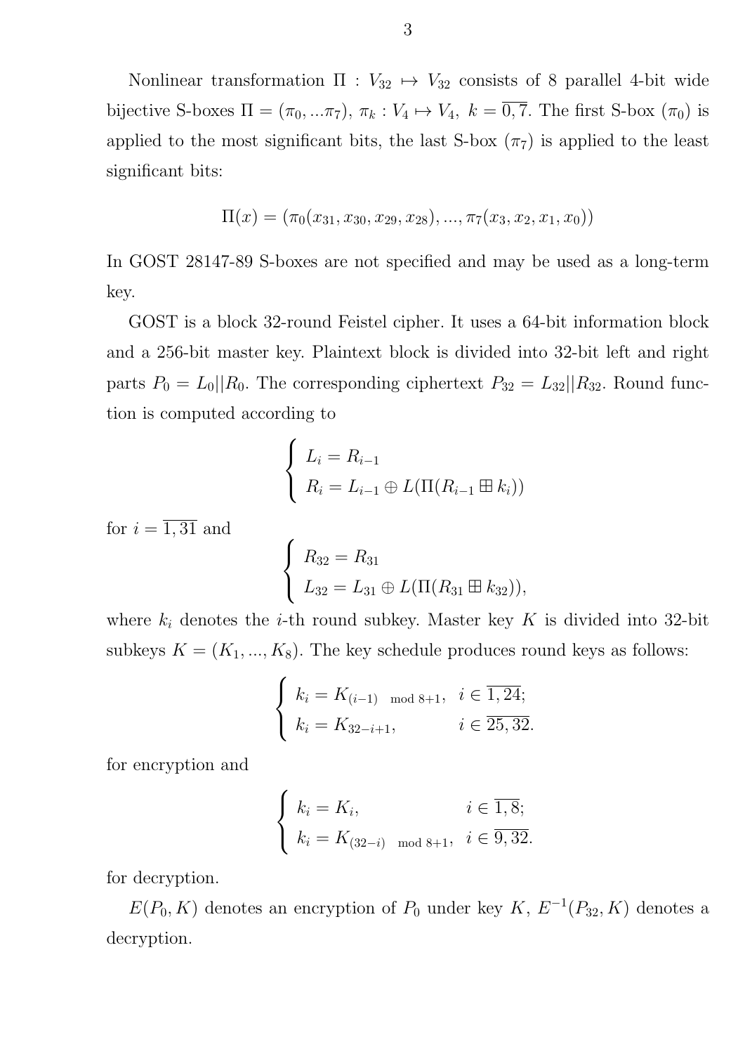Nonlinear transformation $\Pi : V_{32} \mapsto V_{32}$ consists of 8 parallel 4-bit wide bijective S-boxes $\Pi = (\pi_0, ...\pi_7)$, $\pi_k : V_4 \mapsto V_4$, $k = \overline{0, 7}$. The first S-box ($\pi_0$) is applied to the most significant bits, the last S-box ($\pi_7$) is applied to the least significant bits:

$$\Pi(x) = (\pi_0(x_{31}, x_{30}, x_{29}, x_{28}), ..., \pi_7(x_3, x_2, x_1, x_0))$$

In GOST 28147-89 S-boxes are not specified and may be used as a long-term key.

GOST is a block 32-round Feistel cipher. It uses a 64-bit information block and a 256-bit master key. Plaintext block is divided into 32-bit left and right parts $P_0 = L_0||R_0$. The corresponding ciphertext $P_{32} = L_{32}||R_{32}$. Round function is computed according to

$$\begin{cases} L_i = R_{i-1} \\ R_i = L_{i-1} \oplus L(\Pi(R_{i-1} \boxplus k_i)) \end{cases}$$

for $i = \overline{1, 31}$ and

$$\begin{cases} R_{32} = R_{31} \\ L_{32} = L_{31} \oplus L(\Pi(R_{31} \boxplus k_{32})), \end{cases}$$

where $k_i$ denotes the $i$-th round subkey. Master key $K$ is divided into 32-bit subkeys $K = (K_1, ..., K_8)$. The key schedule produces round keys as follows:

$$\begin{cases} k_i = K_{(i-1) \mod 8+1}, & i \in \overline{1, 24}; \\ k_i = K_{32-i+1}, & i \in \overline{25, 32}. \end{cases}$$

for encryption and

$$\begin{cases} k_i = K_i, & i \in \overline{1, 8}; \\ k_i = K_{(32-i) \mod 8+1}, & i \in \overline{9, 32}. \end{cases}$$

for decryption.

$E(P_0, K)$ denotes an encryption of $P_0$ under key $K$, $E^{-1}(P_{32}, K)$ denotes a decryption.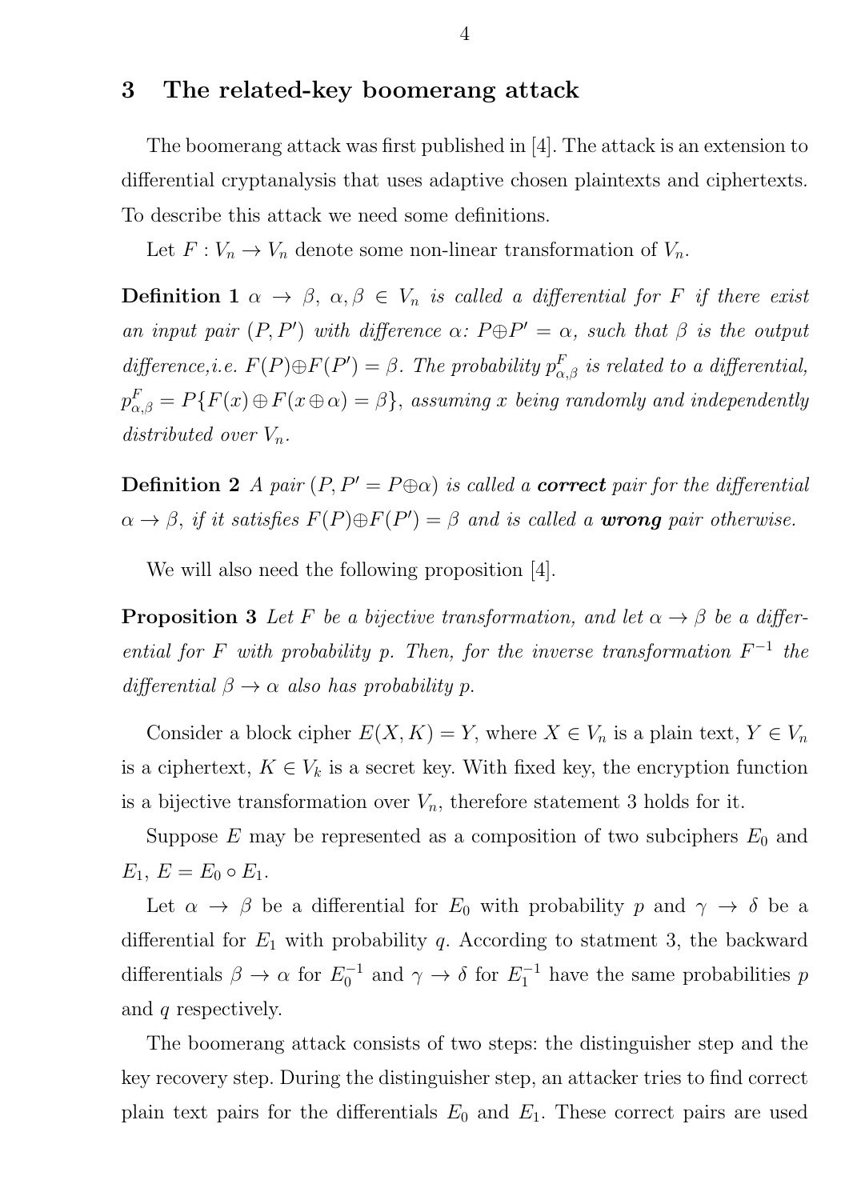## 3 The related-key boomerang attack

The boomerang attack was first published in [4]. The attack is an extension to differential cryptanalysis that uses adaptive chosen plaintexts and ciphertexts. To describe this attack we need some definitions.

Let $F : V_n \to V_n$ denote some non-linear transformation of $V_n$.

**Definition 1** *$\alpha \to \beta$, $\alpha, \beta \in V_n$ is called a differential for $F$ if there exist an input pair $(P, P')$ with difference $\alpha$: $P \oplus P' = \alpha$, such that $\beta$ is the output difference,i.e. $F(P) \oplus F(P') = \beta$. The probability $p^F_{\alpha,\beta}$ is related to a differential, $p^F_{\alpha,\beta} = P\{F(x) \oplus F(x \oplus \alpha) = \beta\}$, assuming $x$ being randomly and independently distributed over $V_n$.*

**Definition 2** *A pair $(P, P' = P \oplus \alpha)$ is called a **correct** pair for the differential $\alpha \to \beta$, if it satisfies $F(P) \oplus F(P') = \beta$ and is called a **wrong** pair otherwise.*

We will also need the following proposition [4].

**Proposition 3** *Let $F$ be a bijective transformation, and let $\alpha \to \beta$ be a differential for $F$ with probability $p$. Then, for the inverse transformation $F^{-1}$ the differential $\beta \to \alpha$ also has probability $p$.*

Consider a block cipher $E(X, K) = Y$, where $X \in V_n$ is a plain text, $Y \in V_n$ is a ciphertext, $K \in V_k$ is a secret key. With fixed key, the encryption function is a bijective transformation over $V_n$, therefore statement 3 holds for it.

Suppose $E$ may be represented as a composition of two subciphers $E_0$ and $E_1$, $E = E_0 \circ E_1$.

Let $\alpha \to \beta$ be a differential for $E_0$ with probability $p$ and $\gamma \to \delta$ be a differential for $E_1$ with probability $q$. According to statment 3, the backward differentials $\beta \to \alpha$ for $E_0^{-1}$ and $\gamma \to \delta$ for $E_1^{-1}$ have the same probabilities $p$ and $q$ respectively.

The boomerang attack consists of two steps: the distinguisher step and the key recovery step. During the distinguisher step, an attacker tries to find correct plain text pairs for the differentials $E_0$ and $E_1$. These correct pairs are used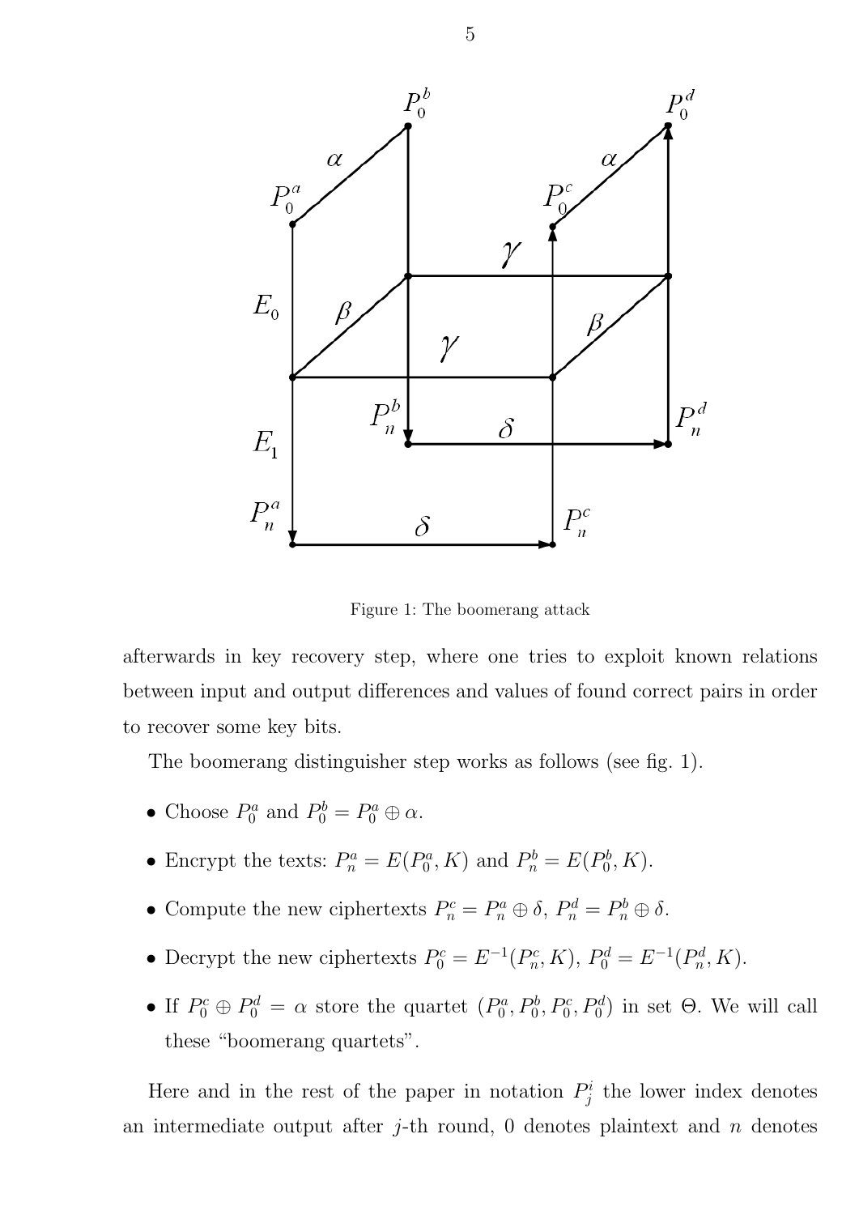Figure 1: The boomerang attack

afterwards in key recovery step, where one tries to exploit known relations between input and output differences and values of found correct pairs in order to recover some key bits.

The boomerang distinguisher step works as follows (see fig. 1).

- Choose $P_0^a$ and $P_0^b = P_0^a \oplus \alpha$.
- Encrypt the texts: $P_n^a = E(P_0^a, K)$ and $P_n^b = E(P_0^b, K)$.
- Compute the new ciphertexts $P_n^c = P_n^a \oplus \delta$, $P_n^d = P_n^b \oplus \delta$.
- Decrypt the new ciphertexts $P_0^c = E^{-1}(P_n^c, K)$, $P_0^d = E^{-1}(P_n^d, K)$.
- If $P_0^c \oplus P_0^d = \alpha$ store the quartet $(P_0^a, P_0^b, P_0^c, P_0^d)$ in set $\Theta$. We will call these "boomerang quartets".

Here and in the rest of the paper in notation $P_j^i$ the lower index denotes an intermediate output after $j$-th round, 0 denotes plaintext and $n$ denotes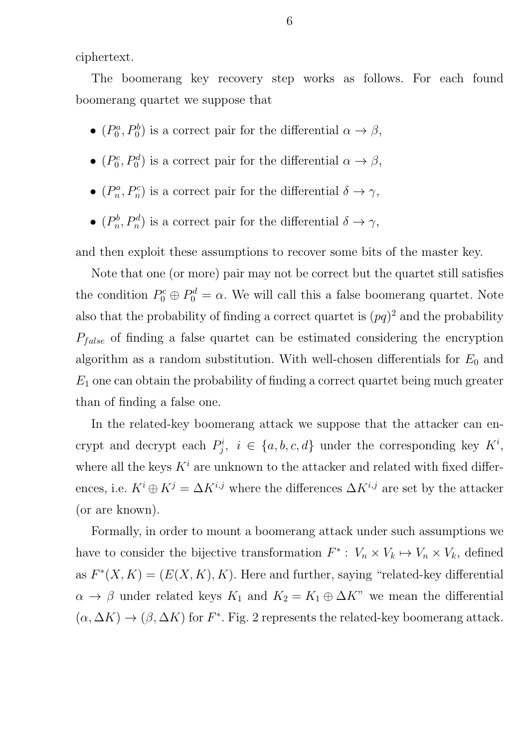ciphertext.

The boomerang key recovery step works as follows. For each found boomerang quartet we suppose that

- $(P_0^a, P_0^b)$ is a correct pair for the differential $\alpha \to \beta$,
- $(P_0^c, P_0^d)$ is a correct pair for the differential $\alpha \to \beta$,
- $(P_n^a, P_n^c)$ is a correct pair for the differential $\delta \to \gamma$,
- $(P_n^b, P_n^d)$ is a correct pair for the differential $\delta \to \gamma$,

and then exploit these assumptions to recover some bits of the master key.

Note that one (or more) pair may not be correct but the quartet still satisfies the condition $P_0^c \oplus P_0^d = \alpha$. We will call this a false boomerang quartet. Note also that the probability of finding a correct quartet is $(pq)^2$ and the probability $P_{false}$ of finding a false quartet can be estimated considering the encryption algorithm as a random substitution. With well-chosen differentials for $E_0$ and $E_1$ one can obtain the probability of finding a correct quartet being much greater than of finding a false one.

In the related-key boomerang attack we suppose that the attacker can encrypt and decrypt each $P_j^i,\ i \in \{a, b, c, d\}$ under the corresponding key $K^i$, where all the keys $K^i$ are unknown to the attacker and related with fixed differences, i.e. $K^i \oplus K^j = \Delta K^{i,j}$ where the differences $\Delta K^{i,j}$ are set by the attacker (or are known).

Formally, in order to mount a boomerang attack under such assumptions we have to consider the bijective transformation $F^* :\ V_n \times V_k \mapsto V_n \times V_k$, defined as $F^*(X, K) = (E(X, K), K)$. Here and further, saying "related-key differential $\alpha \to \beta$ under related keys $K_1$ and $K_2 = K_1 \oplus \Delta K$" we mean the differential $(\alpha, \Delta K) \to (\beta, \Delta K)$ for $F^*$. Fig. 2 represents the related-key boomerang attack.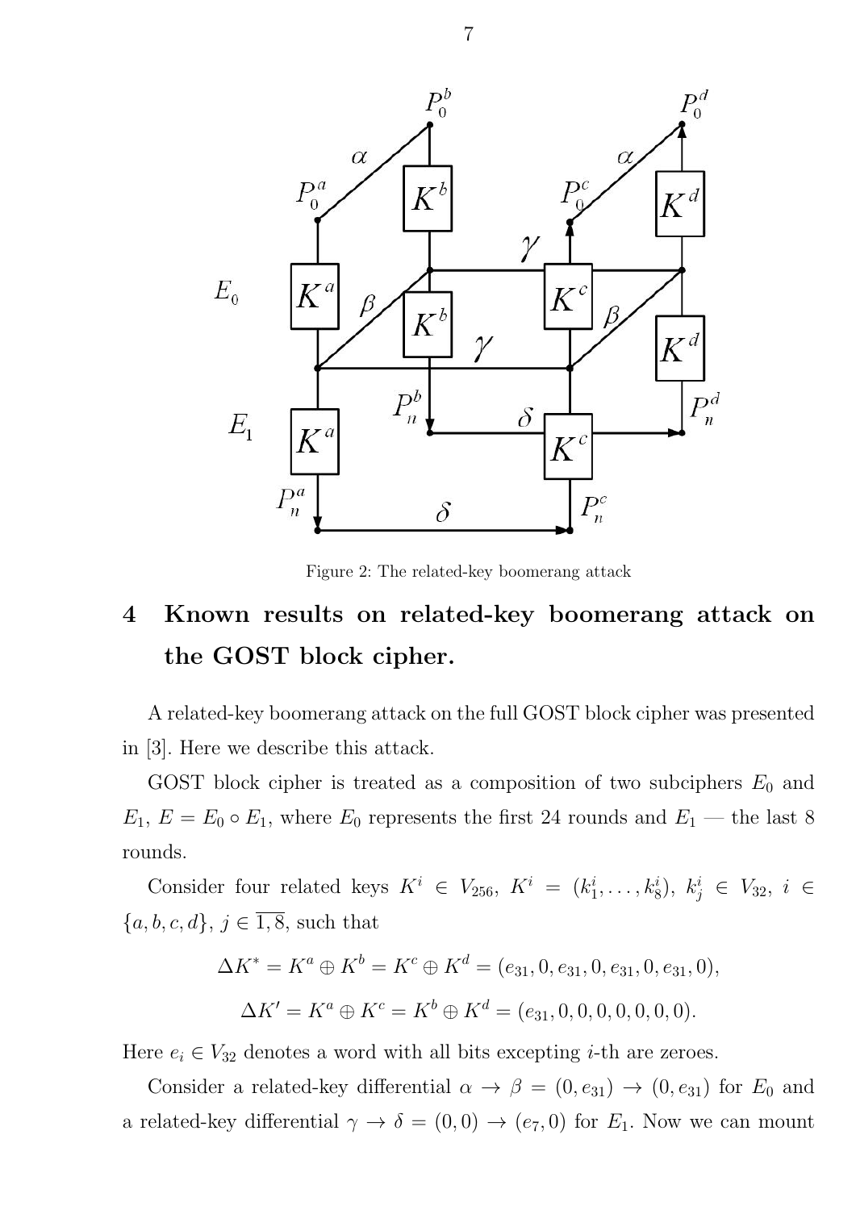Figure 2: The related-key boomerang attack

# 4 Known results on related-key boomerang attack on the GOST block cipher.

A related-key boomerang attack on the full GOST block cipher was presented in [3]. Here we describe this attack.

GOST block cipher is treated as a composition of two subciphers $E_0$ and $E_1$, $E = E_0 \circ E_1$, where $E_0$ represents the first 24 rounds and $E_1$ — the last 8 rounds.

Consider four related keys $K^i \in V_{256}$, $K^i = (k_1^i, \ldots, k_8^i)$, $k_j^i \in V_{32}$, $i \in \{a, b, c, d\}$, $j \in \overline{1, 8}$, such that

$$\Delta K^* = K^a \oplus K^b = K^c \oplus K^d = (e_{31}, 0, e_{31}, 0, e_{31}, 0, e_{31}, 0),$$

$$\Delta K' = K^a \oplus K^c = K^b \oplus K^d = (e_{31}, 0, 0, 0, 0, 0, 0, 0).$$

Here $e_i \in V_{32}$ denotes a word with all bits excepting $i$-th are zeroes.

Consider a related-key differential $\alpha \to \beta = (0, e_{31}) \to (0, e_{31})$ for $E_0$ and a related-key differential $\gamma \to \delta = (0, 0) \to (e_7, 0)$ for $E_1$. Now we can mount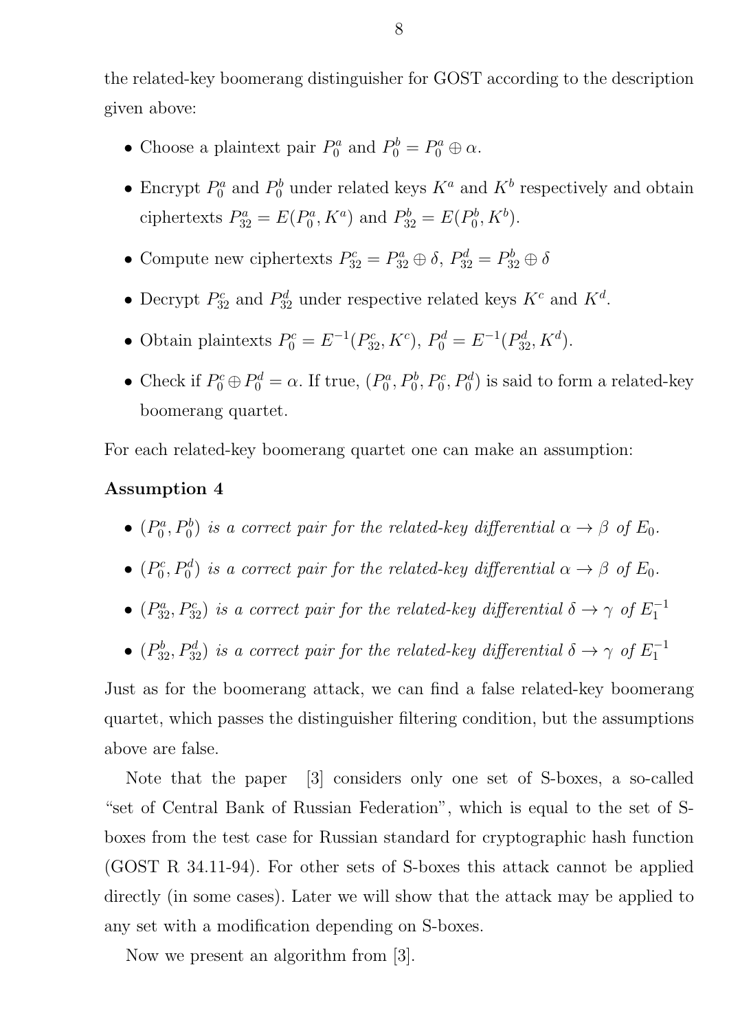the related-key boomerang distinguisher for GOST according to the description given above:

- Choose a plaintext pair $P_0^a$ and $P_0^b = P_0^a \oplus \alpha$.
- Encrypt $P_0^a$ and $P_0^b$ under related keys $K^a$ and $K^b$ respectively and obtain ciphertexts $P_{32}^a = E(P_0^a, K^a)$ and $P_{32}^b = E(P_0^b, K^b)$.
- Compute new ciphertexts $P_{32}^c = P_{32}^a \oplus \delta$, $P_{32}^d = P_{32}^b \oplus \delta$
- Decrypt $P_{32}^c$ and $P_{32}^d$ under respective related keys $K^c$ and $K^d$.
- Obtain plaintexts $P_0^c = E^{-1}(P_{32}^c, K^c)$, $P_0^d = E^{-1}(P_{32}^d, K^d)$.
- Check if $P_0^c \oplus P_0^d = \alpha$. If true, $(P_0^a, P_0^b, P_0^c, P_0^d)$ is said to form a related-key boomerang quartet.

For each related-key boomerang quartet one can make an assumption:

**Assumption 4**

- *$(P_0^a, P_0^b)$ is a correct pair for the related-key differential $\alpha \to \beta$ of $E_0$.*
- *$(P_0^c, P_0^d)$ is a correct pair for the related-key differential $\alpha \to \beta$ of $E_0$.*
- *$(P_{32}^a, P_{32}^c)$ is a correct pair for the related-key differential $\delta \to \gamma$ of $E_1^{-1}$*
- *$(P_{32}^b, P_{32}^d)$ is a correct pair for the related-key differential $\delta \to \gamma$ of $E_1^{-1}$*

Just as for the boomerang attack, we can find a false related-key boomerang quartet, which passes the distinguisher filtering condition, but the assumptions above are false.

Note that the paper [3] considers only one set of S-boxes, a so-called "set of Central Bank of Russian Federation", which is equal to the set of S-boxes from the test case for Russian standard for cryptographic hash function (GOST R 34.11-94). For other sets of S-boxes this attack cannot be applied directly (in some cases). Later we will show that the attack may be applied to any set with a modification depending on S-boxes.

Now we present an algorithm from [3].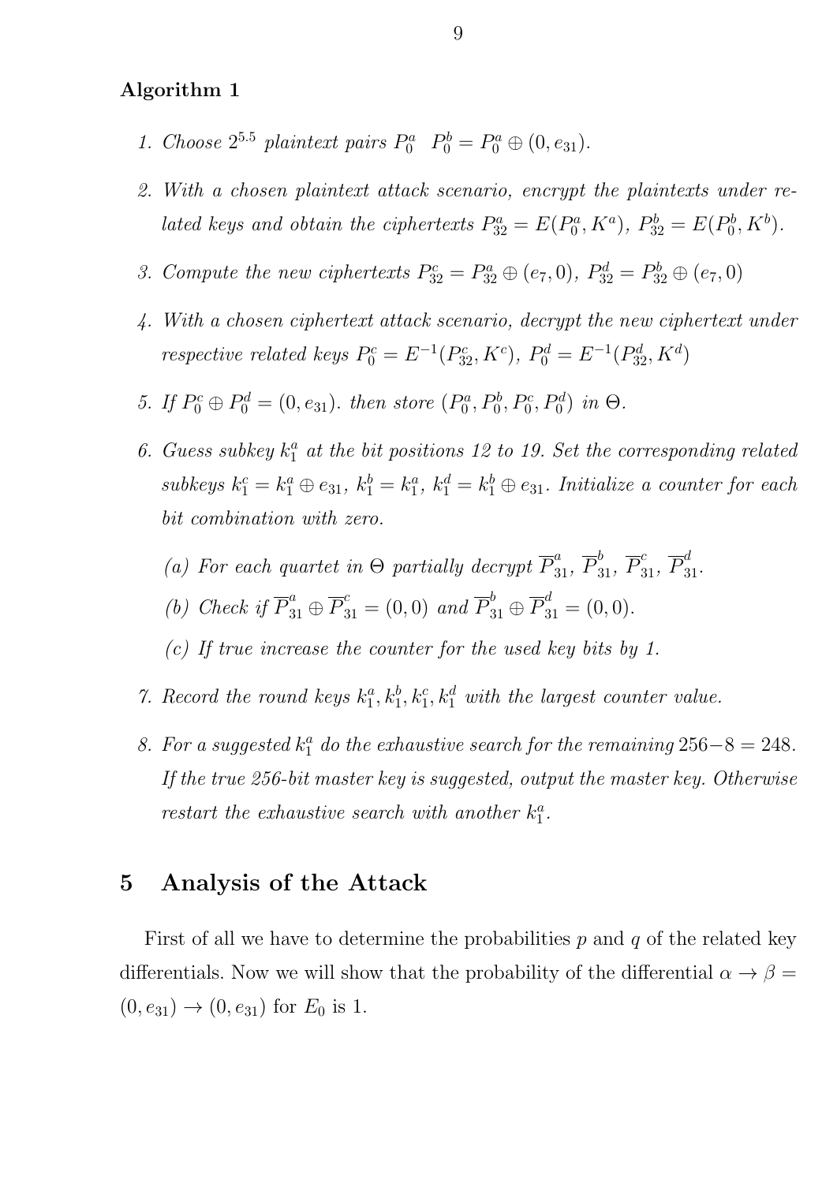**Algorithm 1**

1. *Choose* $2^{5.5}$ *plaintext pairs* $P_0^a$ $P_0^b = P_0^a \oplus (0, e_{31})$.
2. *With a chosen plaintext attack scenario, encrypt the plaintexts under related keys and obtain the ciphertexts* $P_{32}^a = E(P_0^a, K^a)$, $P_{32}^b = E(P_0^b, K^b)$.
3. *Compute the new ciphertexts* $P_{32}^c = P_{32}^a \oplus (e_7, 0)$, $P_{32}^d = P_{32}^b \oplus (e_7, 0)$
4. *With a chosen ciphertext attack scenario, decrypt the new ciphertext under respective related keys* $P_0^c = E^{-1}(P_{32}^c, K^c)$, $P_0^d = E^{-1}(P_{32}^d, K^d)$
5. *If* $P_0^c \oplus P_0^d = (0, e_{31})$. *then store* $(P_0^a, P_0^b, P_0^c, P_0^d)$ *in* $\Theta$.
6. *Guess subkey* $k_1^a$ *at the bit positions 12 to 19. Set the corresponding related subkeys* $k_1^c = k_1^a \oplus e_{31}$, $k_1^b = k_1^a$, $k_1^d = k_1^b \oplus e_{31}$. *Initialize a counter for each bit combination with zero.*
   (a) *For each quartet in* $\Theta$ *partially decrypt* $\overline{P}_{31}^a$, $\overline{P}_{31}^b$, $\overline{P}_{31}^c$, $\overline{P}_{31}^d$.
   (b) *Check if* $\overline{P}_{31}^a \oplus \overline{P}_{31}^c = (0, 0)$ *and* $\overline{P}_{31}^b \oplus \overline{P}_{31}^d = (0, 0)$.
   (c) *If true increase the counter for the used key bits by 1.*
7. *Record the round keys* $k_1^a, k_1^b, k_1^c, k_1^d$ *with the largest counter value.*
8. *For a suggested* $k_1^a$ *do the exhaustive search for the remaining* $256 - 8 = 248$. *If the true 256-bit master key is suggested, output the master key. Otherwise restart the exhaustive search with another* $k_1^a$.

## 5 Analysis of the Attack

First of all we have to determine the probabilities $p$ and $q$ of the related key differentials. Now we will show that the probability of the differential $\alpha \to \beta = (0, e_{31}) \to (0, e_{31})$ for $E_0$ is 1.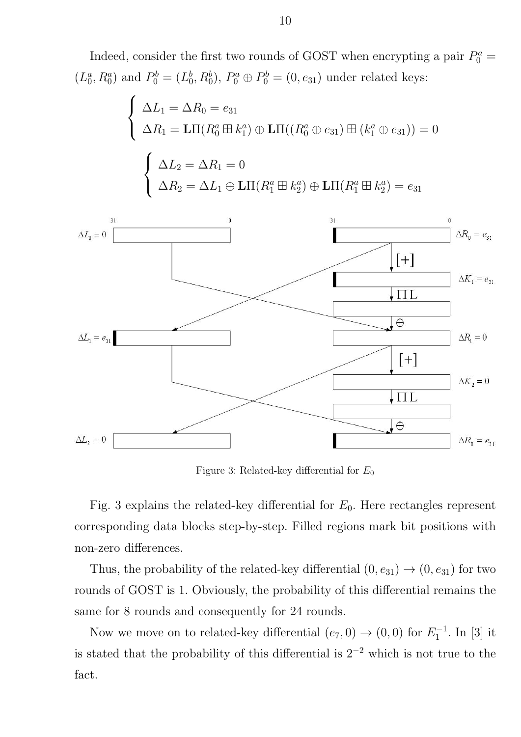Indeed, consider the first two rounds of GOST when encrypting a pair $P_0^a = (L_0^a, R_0^a)$ and $P_0^b = (L_0^b, R_0^b)$, $P_0^a \oplus P_0^b = (0, e_{31})$ under related keys:

$$\begin{cases} \Delta L_1 = \Delta R_0 = e_{31} \\ \Delta R_1 = \mathbf{L}\Pi(R_0^a \boxplus k_1^a) \oplus \mathbf{L}\Pi((R_0^a \oplus e_{31}) \boxplus (k_1^a \oplus e_{31})) = 0 \end{cases}$$

$$\begin{cases} \Delta L_2 = \Delta R_1 = 0 \\ \Delta R_2 = \Delta L_1 \oplus \mathbf{L}\Pi(R_1^a \boxplus k_2^a) \oplus \mathbf{L}\Pi(R_1^a \boxplus k_2^a) = e_{31} \end{cases}$$

Figure 3: Related-key differential for $E_0$

Fig. 3 explains the related-key differential for $E_0$. Here rectangles represent corresponding data blocks step-by-step. Filled regions mark bit positions with non-zero differences.

Thus, the probability of the related-key differential $(0, e_{31}) \to (0, e_{31})$ for two rounds of GOST is 1. Obviously, the probability of this differential remains the same for 8 rounds and consequently for 24 rounds.

Now we move on to related-key differential $(e_7, 0) \to (0, 0)$ for $E_1^{-1}$. In [3] it is stated that the probability of this differential is $2^{-2}$ which is not true to the fact.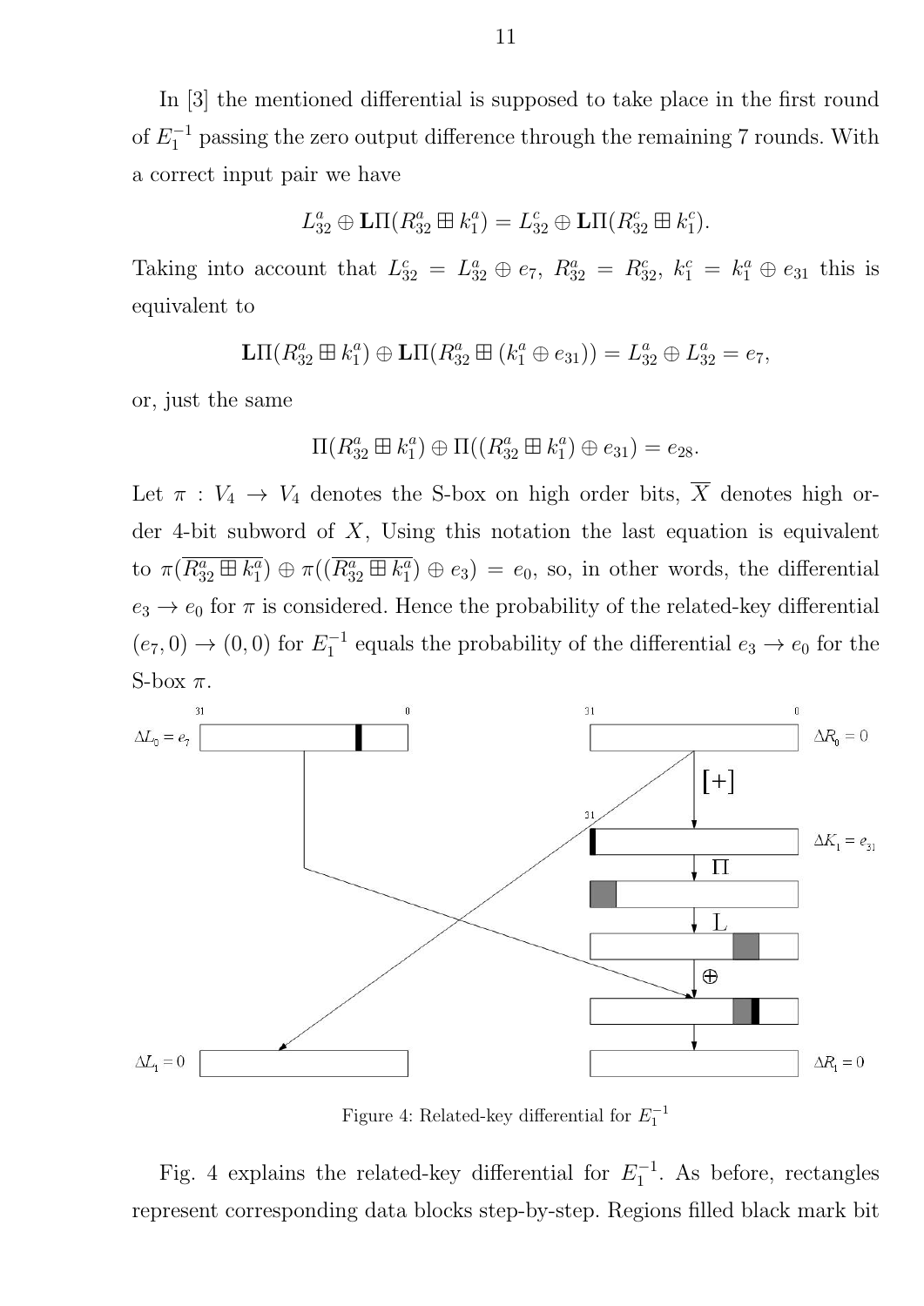In [3] the mentioned differential is supposed to take place in the first round of $E_1^{-1}$ passing the zero output difference through the remaining 7 rounds. With a correct input pair we have

$$L_{32}^a \oplus \mathbf{L}\Pi(R_{32}^a \boxplus k_1^a) = L_{32}^c \oplus \mathbf{L}\Pi(R_{32}^c \boxplus k_1^c).$$

Taking into account that $L_{32}^c = L_{32}^a \oplus e_7$, $R_{32}^a = R_{32}^c$, $k_1^c = k_1^a \oplus e_{31}$ this is equivalent to

$$\mathbf{L}\Pi(R_{32}^a \boxplus k_1^a) \oplus \mathbf{L}\Pi(R_{32}^a \boxplus (k_1^a \oplus e_{31})) = L_{32}^a \oplus L_{32}^a = e_7,$$

or, just the same

$$\Pi(R_{32}^a \boxplus k_1^a) \oplus \Pi((R_{32}^a \boxplus k_1^a) \oplus e_{31}) = e_{28}.$$

Let $\pi : V_4 \to V_4$ denotes the S-box on high order bits, $\overline{X}$ denotes high order 4-bit subword of $X$, Using this notation the last equation is equivalent to $\pi(\overline{R_{32}^a \boxplus k_1^a}) \oplus \pi((\overline{R_{32}^a \boxplus k_1^a}) \oplus e_3) = e_0$, so, in other words, the differential $e_3 \to e_0$ for $\pi$ is considered. Hence the probability of the related-key differential $(e_7, 0) \to (0, 0)$ for $E_1^{-1}$ equals the probability of the differential $e_3 \to e_0$ for the S-box $\pi$.

Figure 4: Related-key differential for $E_1^{-1}$

Fig. 4 explains the related-key differential for $E_1^{-1}$. As before, rectangles represent corresponding data blocks step-by-step. Regions filled black mark bit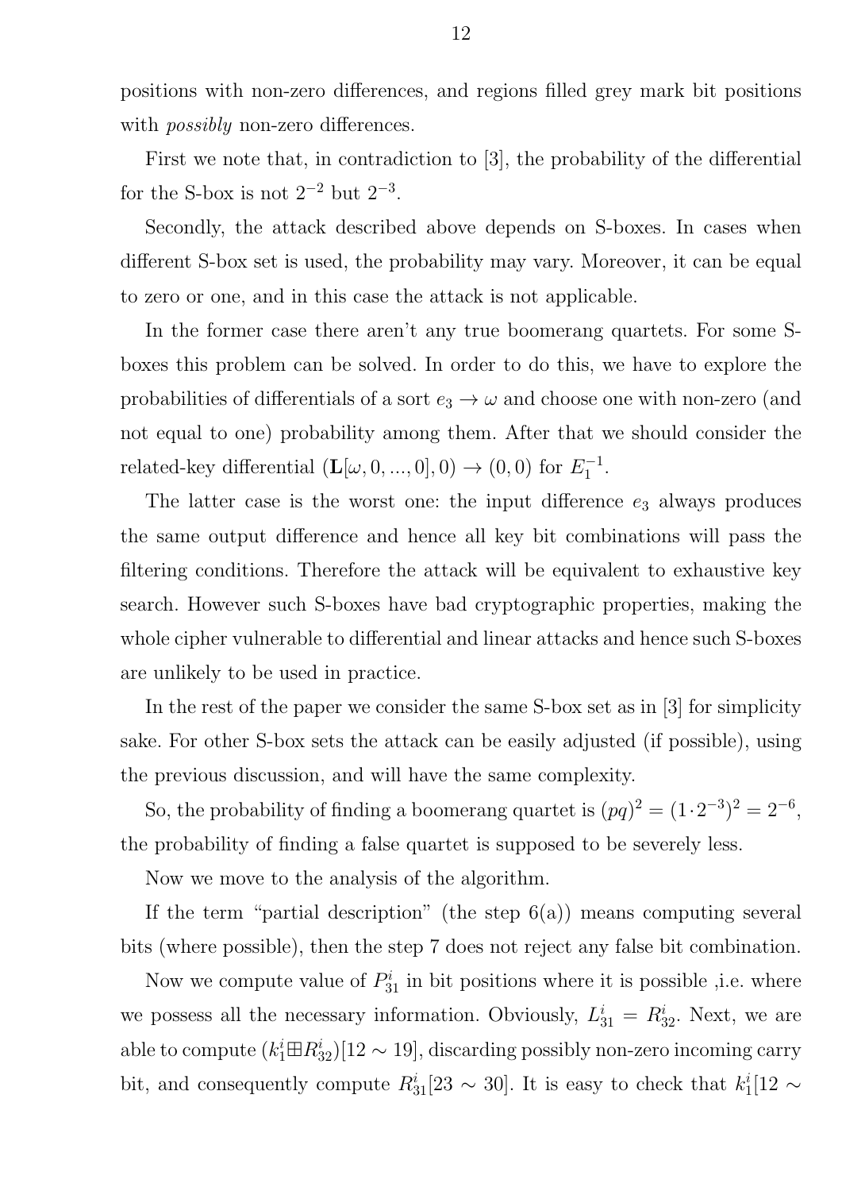positions with non-zero differences, and regions filled grey mark bit positions with *possibly* non-zero differences.

First we note that, in contradiction to [3], the probability of the differential for the S-box is not $2^{-2}$ but $2^{-3}$.

Secondly, the attack described above depends on S-boxes. In cases when different S-box set is used, the probability may vary. Moreover, it can be equal to zero or one, and in this case the attack is not applicable.

In the former case there aren't any true boomerang quartets. For some S-boxes this problem can be solved. In order to do this, we have to explore the probabilities of differentials of a sort $e_3 \to \omega$ and choose one with non-zero (and not equal to one) probability among them. After that we should consider the related-key differential $(\mathbf{L}[\omega, 0, ..., 0], 0) \to (0, 0)$ for $E_1^{-1}$.

The latter case is the worst one: the input difference $e_3$ always produces the same output difference and hence all key bit combinations will pass the filtering conditions. Therefore the attack will be equivalent to exhaustive key search. However such S-boxes have bad cryptographic properties, making the whole cipher vulnerable to differential and linear attacks and hence such S-boxes are unlikely to be used in practice.

In the rest of the paper we consider the same S-box set as in [3] for simplicity sake. For other S-box sets the attack can be easily adjusted (if possible), using the previous discussion, and will have the same complexity.

So, the probability of finding a boomerang quartet is $(pq)^2 = (1 \cdot 2^{-3})^2 = 2^{-6}$, the probability of finding a false quartet is supposed to be severely less.

Now we move to the analysis of the algorithm.

If the term "partial description" (the step 6(a)) means computing several bits (where possible), then the step 7 does not reject any false bit combination.

Now we compute value of $P_{31}^i$ in bit positions where it is possible ,i.e. where we possess all the necessary information. Obviously, $L_{31}^i = R_{32}^i$. Next, we are able to compute $(k_1^i \boxplus R_{32}^i)[12 \sim 19]$, discarding possibly non-zero incoming carry bit, and consequently compute $R_{31}^i[23 \sim 30]$. It is easy to check that $k_1^i[12 \sim$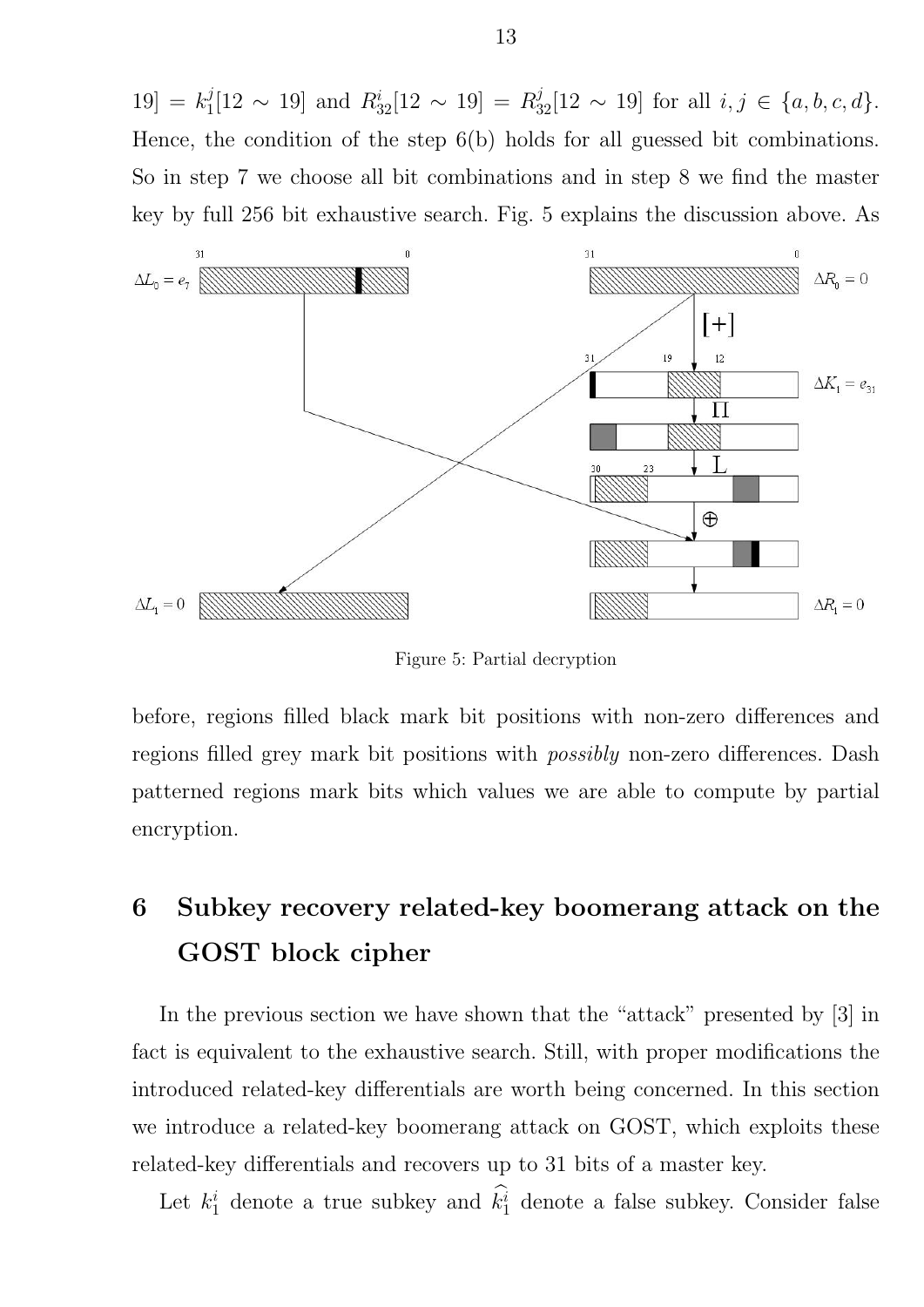19] = $k_1^j[12 \sim 19]$ and $R_{32}^i[12 \sim 19] = R_{32}^j[12 \sim 19]$ for all $i, j \in \{a, b, c, d\}$. Hence, the condition of the step 6(b) holds for all guessed bit combinations. So in step 7 we choose all bit combinations and in step 8 we find the master key by full 256 bit exhaustive search. Fig. 5 explains the discussion above. As

Figure 5: Partial decryption

before, regions filled black mark bit positions with non-zero differences and regions filled grey mark bit positions with *possibly* non-zero differences. Dash patterned regions mark bits which values we are able to compute by partial encryption.

# 6 Subkey recovery related-key boomerang attack on the GOST block cipher

In the previous section we have shown that the "attack" presented by [3] in fact is equivalent to the exhaustive search. Still, with proper modifications the introduced related-key differentials are worth being concerned. In this section we introduce a related-key boomerang attack on GOST, which exploits these related-key differentials and recovers up to 31 bits of a master key.

Let $k_1^i$ denote a true subkey and $\widehat{k_1^i}$ denote a false subkey. Consider false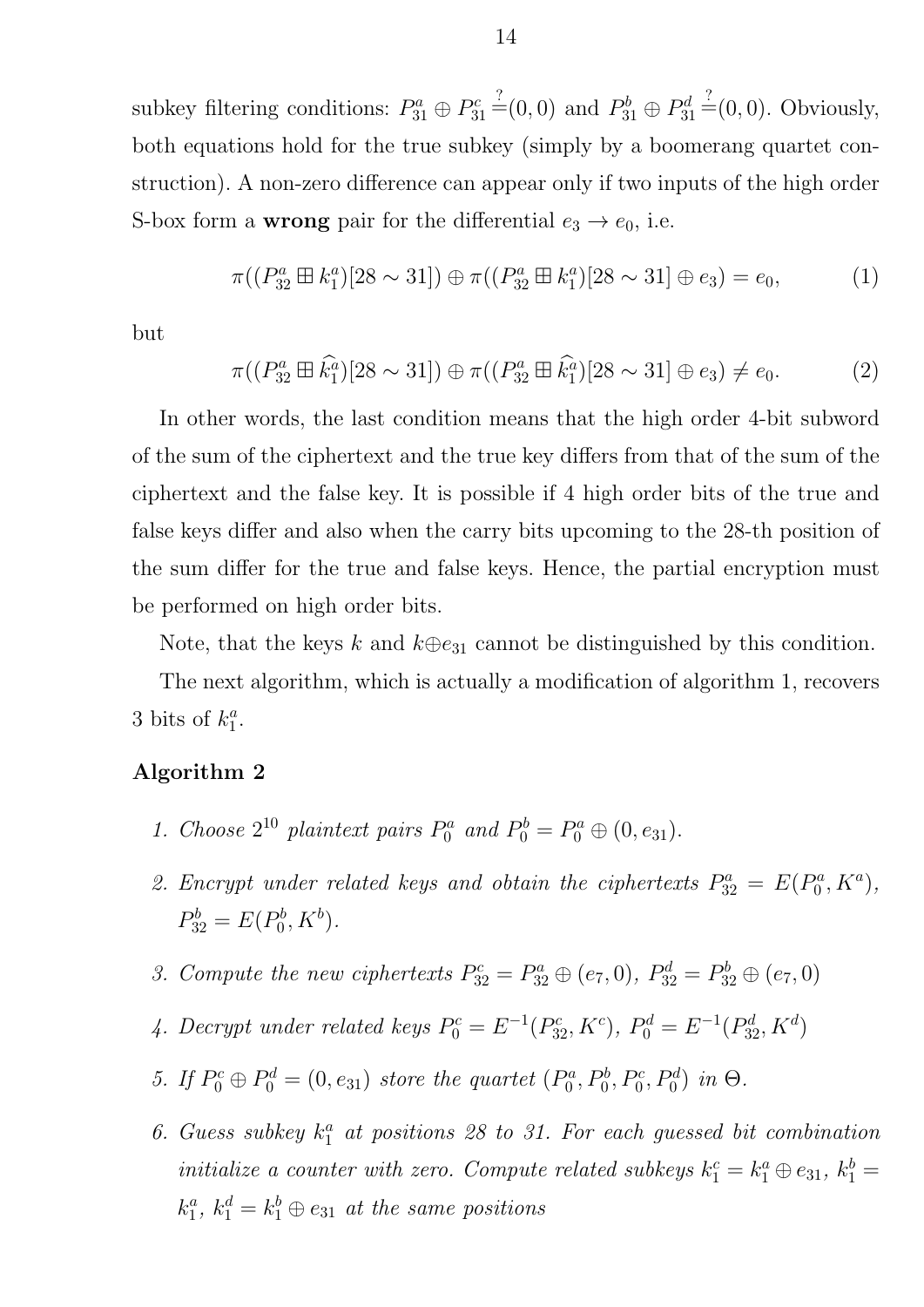subkey filtering conditions: $P^a_{31} \oplus P^c_{31} \stackrel{?}{=} (0,0)$ and $P^b_{31} \oplus P^d_{31} \stackrel{?}{=} (0,0)$. Obviously, both equations hold for the true subkey (simply by a boomerang quartet construction). A non-zero difference can appear only if two inputs of the high order S-box form a **wrong** pair for the differential $e_3 \to e_0$, i.e.

$$\pi((P^a_{32} \boxplus k^a_1)[28 \sim 31]) \oplus \pi((P^a_{32} \boxplus k^a_1)[28 \sim 31] \oplus e_3) = e_0, \qquad (1)$$

but

$$\pi((P^a_{32} \boxplus \widehat{k^a_1})[28 \sim 31]) \oplus \pi((P^a_{32} \boxplus \widehat{k^a_1})[28 \sim 31] \oplus e_3) \neq e_0. \qquad (2)$$

In other words, the last condition means that the high order 4-bit subword of the sum of the ciphertext and the true key differs from that of the sum of the ciphertext and the false key. It is possible if 4 high order bits of the true and false keys differ and also when the carry bits upcoming to the 28-th position of the sum differ for the true and false keys. Hence, the partial encryption must be performed on high order bits.

Note, that the keys $k$ and $k \oplus e_{31}$ cannot be distinguished by this condition.

The next algorithm, which is actually a modification of algorithm 1, recovers 3 bits of $k^a_1$.

### Algorithm 2

1. *Choose* $2^{10}$ *plaintext pairs* $P^a_0$ *and* $P^b_0 = P^a_0 \oplus (0, e_{31})$.
2. *Encrypt under related keys and obtain the ciphertexts* $P^a_{32} = E(P^a_0, K^a)$, $P^b_{32} = E(P^b_0, K^b)$.
3. *Compute the new ciphertexts* $P^c_{32} = P^a_{32} \oplus (e_7, 0)$, $P^d_{32} = P^b_{32} \oplus (e_7, 0)$
4. *Decrypt under related keys* $P^c_0 = E^{-1}(P^c_{32}, K^c)$, $P^d_0 = E^{-1}(P^d_{32}, K^d)$
5. *If* $P^c_0 \oplus P^d_0 = (0, e_{31})$ *store the quartet* $(P^a_0, P^b_0, P^c_0, P^d_0)$ *in* $\Theta$.
6. *Guess subkey* $k^a_1$ *at positions 28 to 31. For each guessed bit combination initialize a counter with zero. Compute related subkeys* $k^c_1 = k^a_1 \oplus e_{31}$, $k^b_1 = k^a_1$, $k^d_1 = k^b_1 \oplus e_{31}$ *at the same positions*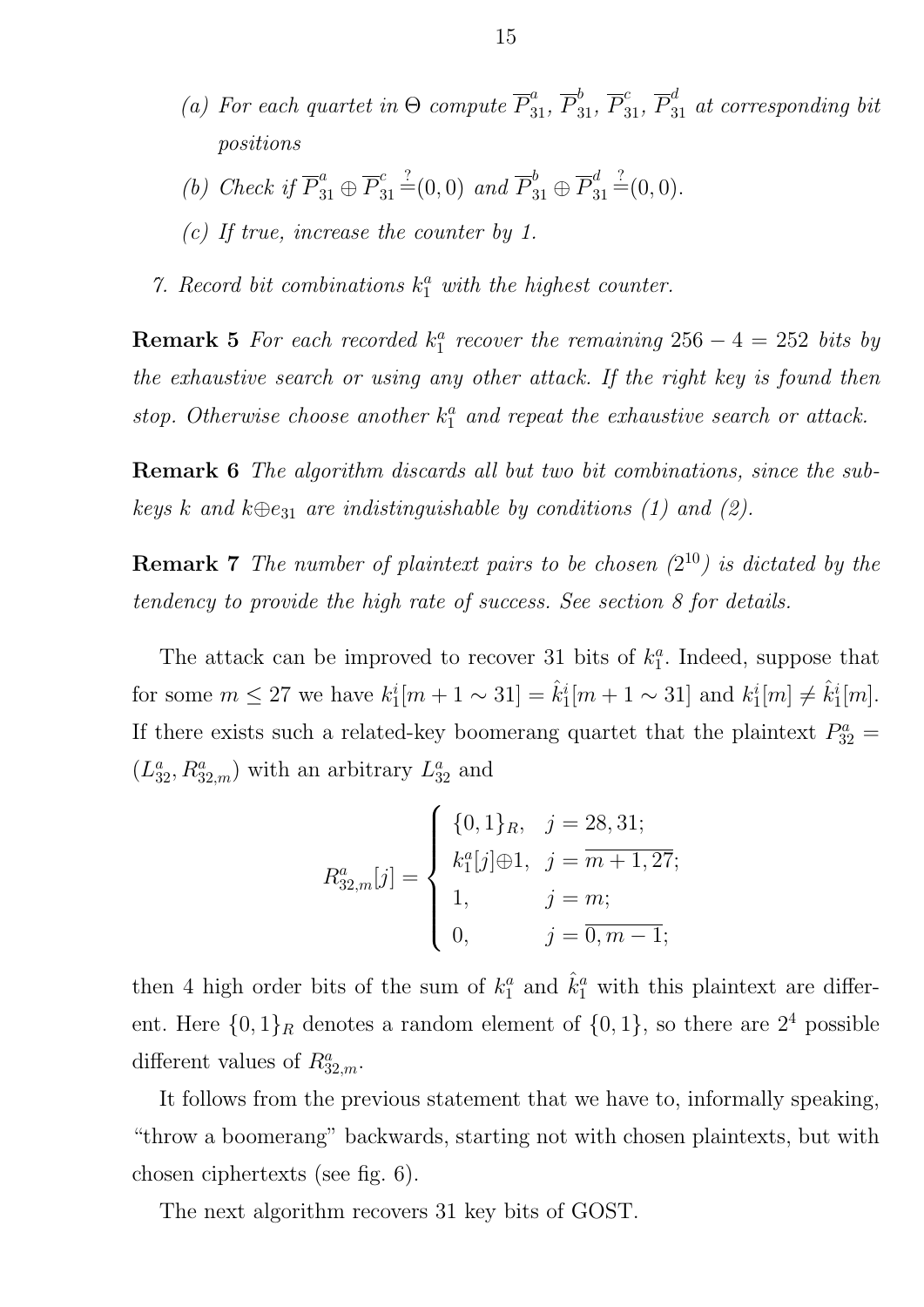(a) *For each quartet in* $\Theta$ *compute* $\overline{P}^a_{31}$, $\overline{P}^b_{31}$, $\overline{P}^c_{31}$, $\overline{P}^d_{31}$ *at corresponding bit positions*

(b) *Check if* $\overline{P}^a_{31} \oplus \overline{P}^c_{31} \stackrel{?}{=} (0,0)$ *and* $\overline{P}^b_{31} \oplus \overline{P}^d_{31} \stackrel{?}{=} (0,0)$.

(c) *If true, increase the counter by 1.*

7. *Record bit combinations* $k^a_1$ *with the highest counter.*

**Remark 5** *For each recorded* $k^a_1$ *recover the remaining* $256 - 4 = 252$ *bits by the exhaustive search or using any other attack. If the right key is found then stop. Otherwise choose another* $k^a_1$ *and repeat the exhaustive search or attack.*

**Remark 6** *The algorithm discards all but two bit combinations, since the subkeys* $k$ *and* $k \oplus e_{31}$ *are indistinguishable by conditions (1) and (2).*

**Remark 7** *The number of plaintext pairs to be chosen* ($2^{10}$) *is dictated by the tendency to provide the high rate of success. See section 8 for details.*

The attack can be improved to recover 31 bits of $k^a_1$. Indeed, suppose that for some $m \leq 27$ we have $k^i_1[m+1 \sim 31] = \hat{k}^i_1[m+1 \sim 31]$ and $k^i_1[m] \neq \hat{k}^i_1[m]$. If there exists such a related-key boomerang quartet that the plaintext $P^a_{32} = (L^a_{32}, R^a_{32,m})$ with an arbitrary $L^a_{32}$ and

$$R^a_{32,m}[j] = \begin{cases} \{0,1\}_R, & j = 28, 31; \\ k^a_1[j] \oplus 1, & j = \overline{m+1, 27}; \\ 1, & j = m; \\ 0, & j = \overline{0, m-1}; \end{cases}$$

then 4 high order bits of the sum of $k^a_1$ and $\hat{k}^a_1$ with this plaintext are different. Here $\{0,1\}_R$ denotes a random element of $\{0,1\}$, so there are $2^4$ possible different values of $R^a_{32,m}$.

It follows from the previous statement that we have to, informally speaking, "throw a boomerang" backwards, starting not with chosen plaintexts, but with chosen ciphertexts (see fig. 6).

The next algorithm recovers 31 key bits of GOST.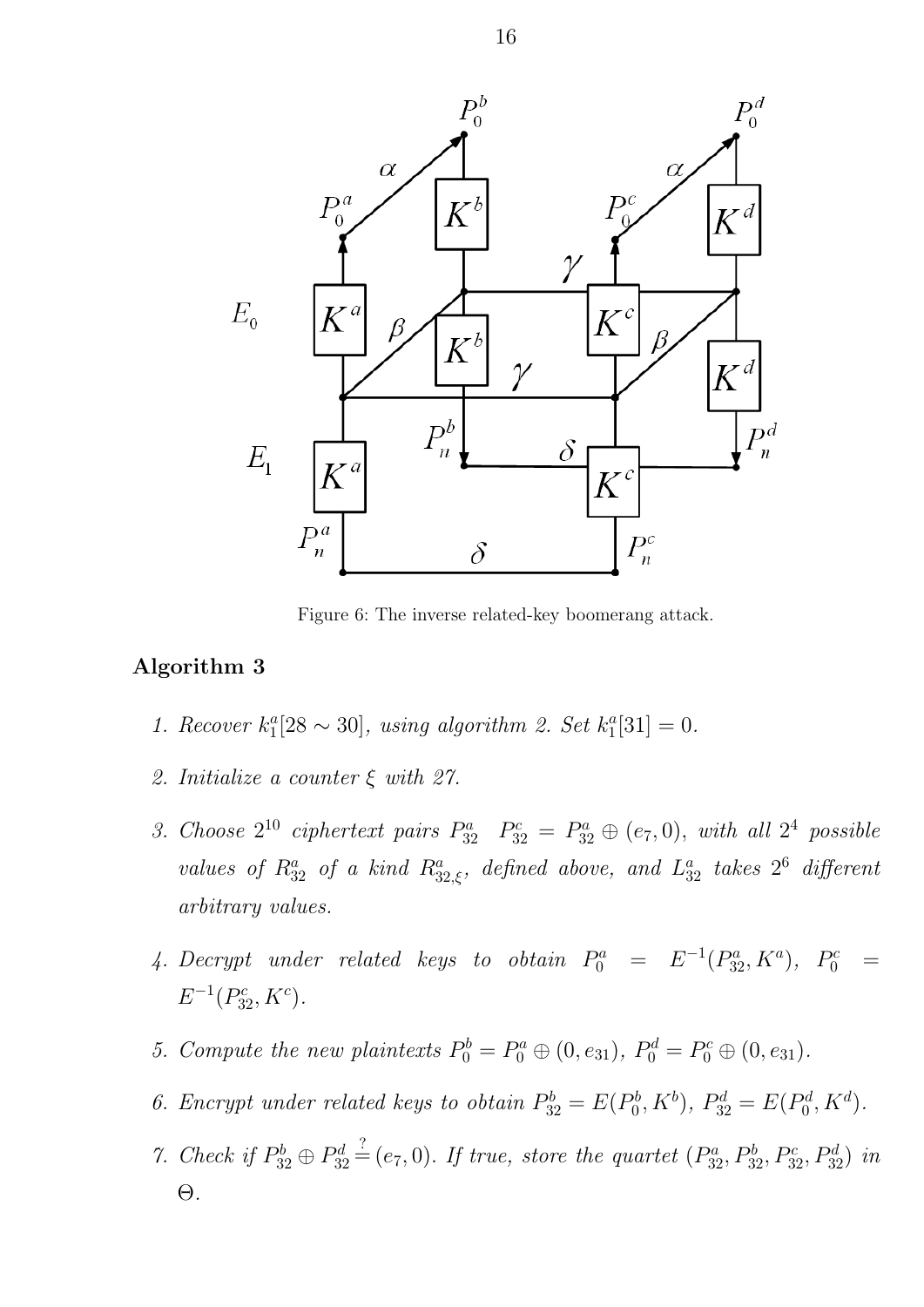Figure 6: The inverse related-key boomerang attack.

**Algorithm 3**

1. *Recover $k_1^a[28 \sim 30]$, using algorithm 2. Set $k_1^a[31] = 0$.*

2. *Initialize a counter $\xi$ with 27.*

3. *Choose $2^{10}$ ciphertext pairs $P_{32}^a$ $P_{32}^c = P_{32}^a \oplus (e_7, 0)$, with all $2^4$ possible values of $R_{32}^a$ of a kind $R_{32,\xi}^a$, defined above, and $L_{32}^a$ takes $2^6$ different arbitrary values.*

4. *Decrypt under related keys to obtain $P_0^a = E^{-1}(P_{32}^a, K^a)$, $P_0^c = E^{-1}(P_{32}^c, K^c)$.*

5. *Compute the new plaintexts $P_0^b = P_0^a \oplus (0, e_{31})$, $P_0^d = P_0^c \oplus (0, e_{31})$.*

6. *Encrypt under related keys to obtain $P_{32}^b = E(P_0^b, K^b)$, $P_{32}^d = E(P_0^d, K^d)$.*

7. *Check if $P_{32}^b \oplus P_{32}^d \stackrel{?}{=} (e_7, 0)$. If true, store the quartet $(P_{32}^a, P_{32}^b, P_{32}^c, P_{32}^d)$ in $\Theta$.*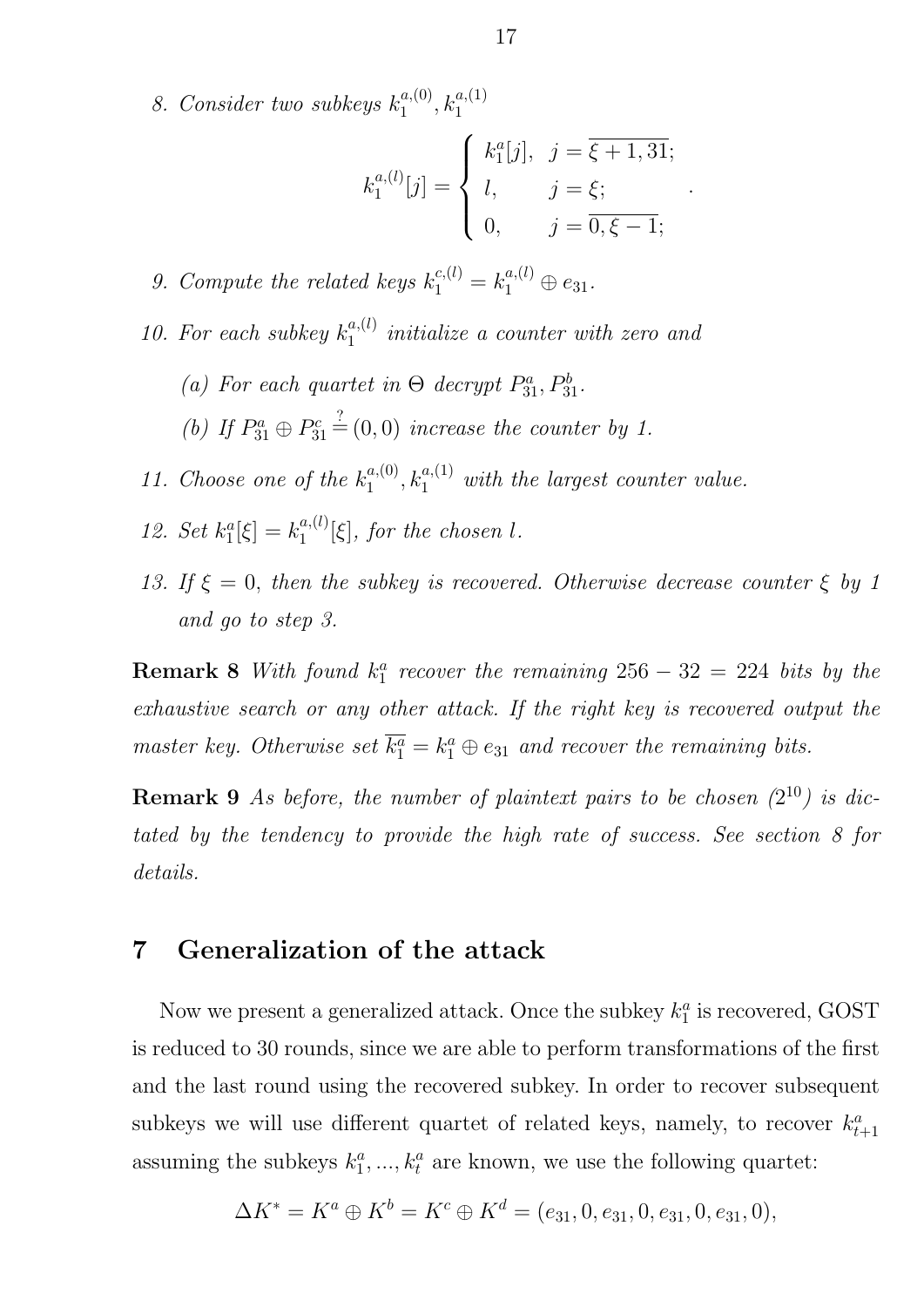8. *Consider two subkeys* $k_1^{a,(0)}, k_1^{a,(1)}$

$$k_1^{a,(l)}[j] = \begin{cases} k_1^a[j], & j = \overline{\xi+1, 31}; \\ l, & j = \xi; \\ 0, & j = \overline{0, \xi - 1}; \end{cases}.$$

9. *Compute the related keys* $k_1^{c,(l)} = k_1^{a,(l)} \oplus e_{31}$.

10. *For each subkey* $k_1^{a,(l)}$ *initialize a counter with zero and*

   (a) *For each quartet in* $\Theta$ *decrypt* $P_{31}^a, P_{31}^b$.

   (b) *If* $P_{31}^a \oplus P_{31}^c \stackrel{?}{=} (0, 0)$ *increase the counter by 1.*

11. *Choose one of the* $k_1^{a,(0)}, k_1^{a,(1)}$ *with the largest counter value.*

12. *Set* $k_1^a[\xi] = k_1^{a,(l)}[\xi]$, *for the chosen* $l$.

13. *If* $\xi = 0$, *then the subkey is recovered. Otherwise decrease counter* $\xi$ *by 1 and go to step 3.*

**Remark 8** *With found* $k_1^a$ *recover the remaining* $256 - 32 = 224$ *bits by the exhaustive search or any other attack. If the right key is recovered output the master key. Otherwise set* $\overline{k_1^a} = k_1^a \oplus e_{31}$ *and recover the remaining bits.*

**Remark 9** *As before, the number of plaintext pairs to be chosen* ($2^{10}$) *is dictated by the tendency to provide the high rate of success. See section 8 for details.*

# 7 Generalization of the attack

Now we present a generalized attack. Once the subkey $k_1^a$ is recovered, GOST is reduced to 30 rounds, since we are able to perform transformations of the first and the last round using the recovered subkey. In order to recover subsequent subkeys we will use different quartet of related keys, namely, to recover $k_{t+1}^a$ assuming the subkeys $k_1^a, ..., k_t^a$ are known, we use the following quartet:

$$\Delta K^* = K^a \oplus K^b = K^c \oplus K^d = (e_{31}, 0, e_{31}, 0, e_{31}, 0, e_{31}, 0),$$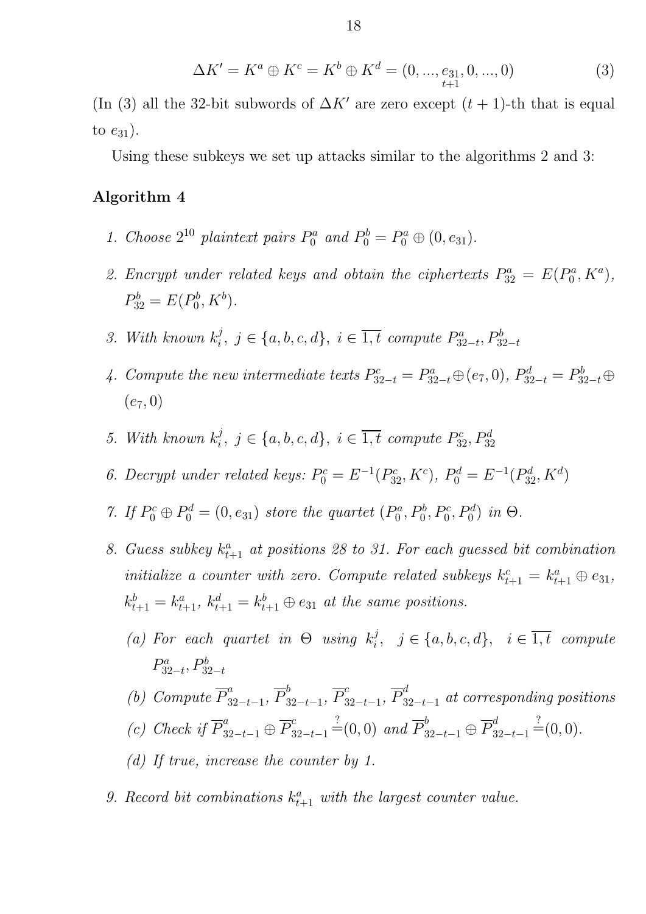$$\Delta K' = K^a \oplus K^c = K^b \oplus K^d = (0, ..., \underset{t+1}{e_{31}}, 0, ..., 0) \quad (3)$$

(In (3) all the 32-bit subwords of $\Delta K'$ are zero except $(t+1)$-th that is equal to $e_{31}$).

Using these subkeys we set up attacks similar to the algorithms 2 and 3:

### Algorithm 4

1. *Choose $2^{10}$ plaintext pairs $P_0^a$ and $P_0^b = P_0^a \oplus (0, e_{31})$.*
2. *Encrypt under related keys and obtain the ciphertexts $P_{32}^a = E(P_0^a, K^a)$, $P_{32}^b = E(P_0^b, K^b)$.*
3. *With known $k_i^j,\ j \in \{a, b, c, d\},\ i \in \overline{1, t}$ compute $P_{32-t}^a, P_{32-t}^b$*
4. *Compute the new intermediate texts $P_{32-t}^c = P_{32-t}^a \oplus (e_7, 0)$, $P_{32-t}^d = P_{32-t}^b \oplus (e_7, 0)$*
5. *With known $k_i^j,\ j \in \{a, b, c, d\},\ i \in \overline{1, t}$ compute $P_{32}^c, P_{32}^d$*
6. *Decrypt under related keys: $P_0^c = E^{-1}(P_{32}^c, K^c)$, $P_0^d = E^{-1}(P_{32}^d, K^d)$*
7. *If $P_0^c \oplus P_0^d = (0, e_{31})$ store the quartet $(P_0^a, P_0^b, P_0^c, P_0^d)$ in $\Theta$.*
8. *Guess subkey $k_{t+1}^a$ at positions 28 to 31. For each guessed bit combination initialize a counter with zero. Compute related subkeys $k_{t+1}^c = k_{t+1}^a \oplus e_{31}$, $k_{t+1}^b = k_{t+1}^a$, $k_{t+1}^d = k_{t+1}^b \oplus e_{31}$ at the same positions.*
   - (a) *For each quartet in $\Theta$ using $k_i^j,\ \ j \in \{a, b, c, d\},\ \ i \in \overline{1, t}$ compute $P_{32-t}^a, P_{32-t}^b$*
   - (b) *Compute $\overline{P}_{32-t-1}^a$, $\overline{P}_{32-t-1}^b$, $\overline{P}_{32-t-1}^c$, $\overline{P}_{32-t-1}^d$ at corresponding positions*
   - (c) *Check if $\overline{P}_{32-t-1}^a \oplus \overline{P}_{32-t-1}^c \stackrel{?}{=} (0, 0)$ and $\overline{P}_{32-t-1}^b \oplus \overline{P}_{32-t-1}^d \stackrel{?}{=} (0, 0)$.*
   - (d) *If true, increase the counter by 1.*
9. *Record bit combinations $k_{t+1}^a$ with the largest counter value.*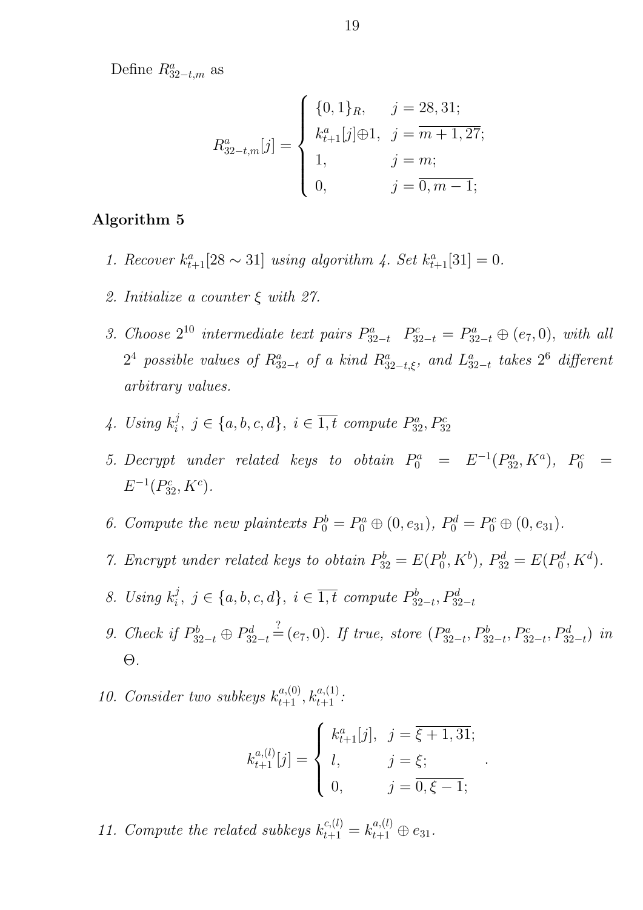Define $R^a_{32-t,m}$ as

$$R^a_{32-t,m}[j] = \begin{cases} \{0,1\}_R, & j = 28, 31; \\ k^a_{t+1}[j] \oplus 1, & j = \overline{m+1, 27}; \\ 1, & j = m; \\ 0, & j = \overline{0, m-1}; \end{cases}$$

**Algorithm 5**

1. *Recover $k^a_{t+1}[28 \sim 31]$ using algorithm 4. Set $k^a_{t+1}[31] = 0$.*
2. *Initialize a counter $\xi$ with 27.*
3. *Choose $2^{10}$ intermediate text pairs $P^a_{32-t}$ $P^c_{32-t} = P^a_{32-t} \oplus (e_7, 0)$, with all $2^4$ possible values of $R^a_{32-t}$ of a kind $R^a_{32-t,\xi}$, and $L^a_{32-t}$ takes $2^6$ different arbitrary values.*
4. *Using $k^j_i$, $j \in \{a, b, c, d\}$, $i \in \overline{1, t}$ compute $P^a_{32}, P^c_{32}$*
5. *Decrypt under related keys to obtain $P^a_0 = E^{-1}(P^a_{32}, K^a)$, $P^c_0 = E^{-1}(P^c_{32}, K^c)$.*
6. *Compute the new plaintexts $P^b_0 = P^a_0 \oplus (0, e_{31})$, $P^d_0 = P^c_0 \oplus (0, e_{31})$.*
7. *Encrypt under related keys to obtain $P^b_{32} = E(P^b_0, K^b)$, $P^d_{32} = E(P^d_0, K^d)$.*
8. *Using $k^j_i$, $j \in \{a, b, c, d\}$, $i \in \overline{1, t}$ compute $P^b_{32-t}, P^d_{32-t}$*
9. *Check if $P^b_{32-t} \oplus P^d_{32-t} \stackrel{?}{=} (e_7, 0)$. If true, store $(P^a_{32-t}, P^b_{32-t}, P^c_{32-t}, P^d_{32-t})$ in $\Theta$.*
10. *Consider two subkeys $k^{a,(0)}_{t+1}, k^{a,(1)}_{t+1}$:*

$$k^{a,(l)}_{t+1}[j] = \begin{cases} k^a_{t+1}[j], & j = \overline{\xi+1, 31}; \\ l, & j = \xi; \\ 0, & j = \overline{0, \xi-1}; \end{cases}.$$

11. *Compute the related subkeys $k^{c,(l)}_{t+1} = k^{a,(l)}_{t+1} \oplus e_{31}$.*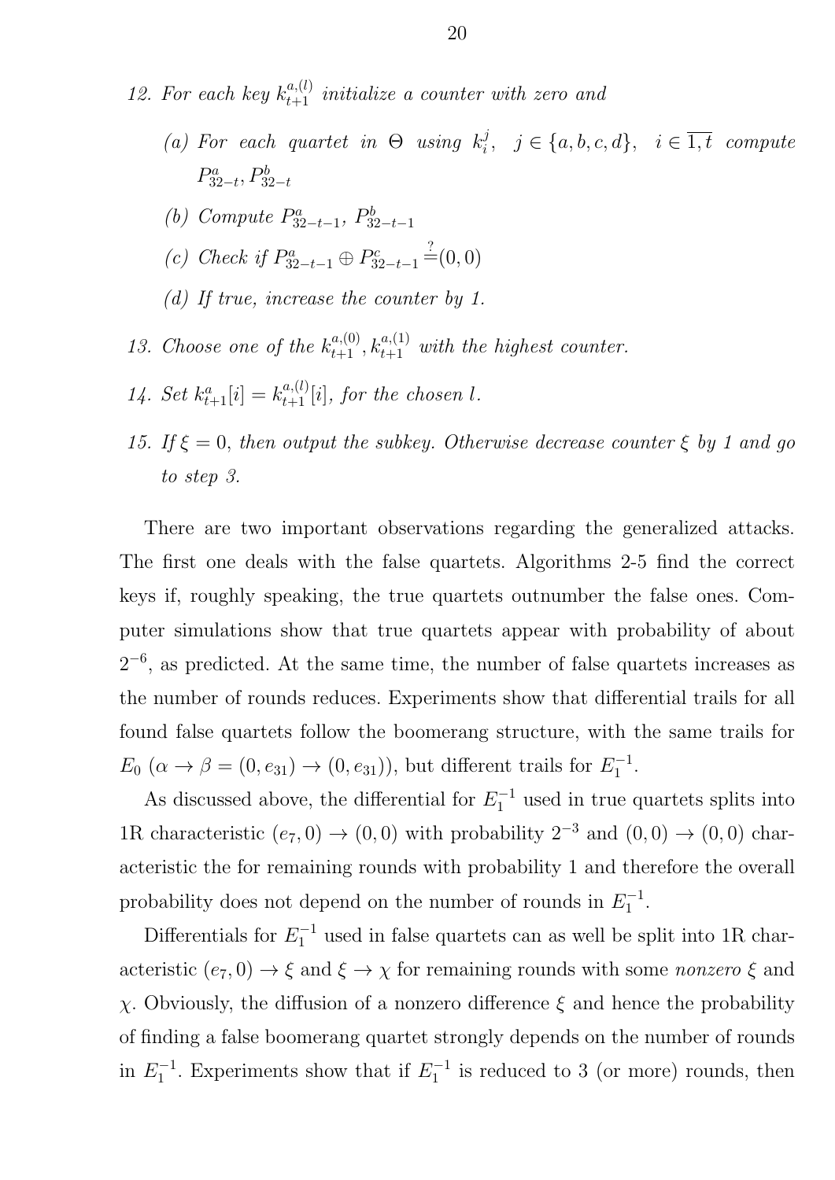12. *For each key* $k_{t+1}^{a,(l)}$ *initialize a counter with zero and*

    (a) *For each quartet in* $\Theta$ *using* $k_i^j$, $j \in \{a, b, c, d\}$, $i \in \overline{1, t}$ *compute* $P_{32-t}^a, P_{32-t}^b$

    (b) *Compute* $P_{32-t-1}^a$, $P_{32-t-1}^b$

    (c) *Check if* $P_{32-t-1}^a \oplus P_{32-t-1}^c \stackrel{?}{=} (0, 0)$

    (d) *If true, increase the counter by 1.*

13. *Choose one of the* $k_{t+1}^{a,(0)}, k_{t+1}^{a,(1)}$ *with the highest counter.*

14. *Set* $k_{t+1}^a[i] = k_{t+1}^{a,(l)}[i]$, *for the chosen* $l$.

15. *If* $\xi = 0$, *then output the subkey. Otherwise decrease counter* $\xi$ *by 1 and go to step 3.*

There are two important observations regarding the generalized attacks. The first one deals with the false quartets. Algorithms 2-5 find the correct keys if, roughly speaking, the true quartets outnumber the false ones. Computer simulations show that true quartets appear with probability of about $2^{-6}$, as predicted. At the same time, the number of false quartets increases as the number of rounds reduces. Experiments show that differential trails for all found false quartets follow the boomerang structure, with the same trails for $E_0$ ($\alpha \to \beta = (0, e_{31}) \to (0, e_{31})$), but different trails for $E_1^{-1}$.

As discussed above, the differential for $E_1^{-1}$ used in true quartets splits into 1R characteristic $(e_7, 0) \to (0, 0)$ with probability $2^{-3}$ and $(0, 0) \to (0, 0)$ characteristic the for remaining rounds with probability 1 and therefore the overall probability does not depend on the number of rounds in $E_1^{-1}$.

Differentials for $E_1^{-1}$ used in false quartets can as well be split into 1R characteristic $(e_7, 0) \to \xi$ and $\xi \to \chi$ for remaining rounds with some *nonzero* $\xi$ and $\chi$. Obviously, the diffusion of a nonzero difference $\xi$ and hence the probability of finding a false boomerang quartet strongly depends on the number of rounds in $E_1^{-1}$. Experiments show that if $E_1^{-1}$ is reduced to 3 (or more) rounds, then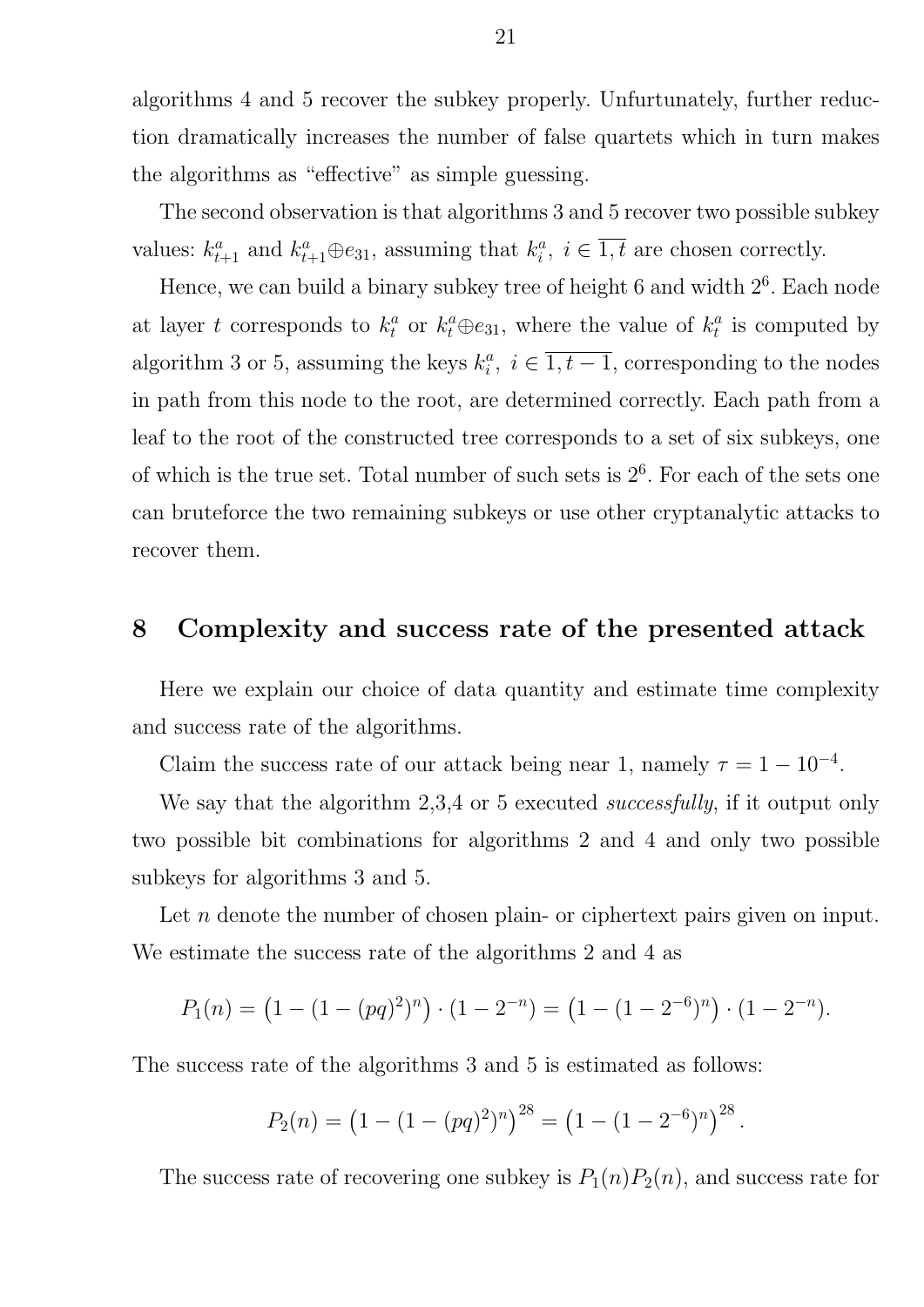algorithms 4 and 5 recover the subkey properly. Unfurtunately, further reduction dramatically increases the number of false quartets which in turn makes the algorithms as "effective" as simple guessing.

The second observation is that algorithms 3 and 5 recover two possible subkey values: $k^a_{t+1}$ and $k^a_{t+1} \oplus e_{31}$, assuming that $k^a_i,\ i \in \overline{1,t}$ are chosen correctly.

Hence, we can build a binary subkey tree of height 6 and width $2^6$. Each node at layer $t$ corresponds to $k^a_t$ or $k^a_t \oplus e_{31}$, where the value of $k^a_t$ is computed by algorithm 3 or 5, assuming the keys $k^a_i,\ i \in \overline{1, t-1}$, corresponding to the nodes in path from this node to the root, are determined correctly. Each path from a leaf to the root of the constructed tree corresponds to a set of six subkeys, one of which is the true set. Total number of such sets is $2^6$. For each of the sets one can bruteforce the two remaining subkeys or use other cryptanalytic attacks to recover them.

## 8 Complexity and success rate of the presented attack

Here we explain our choice of data quantity and estimate time complexity and success rate of the algorithms.

Claim the success rate of our attack being near 1, namely $\tau = 1 - 10^{-4}$.

We say that the algorithm 2,3,4 or 5 executed *successfully*, if it output only two possible bit combinations for algorithms 2 and 4 and only two possible subkeys for algorithms 3 and 5.

Let $n$ denote the number of chosen plain- or ciphertext pairs given on input. We estimate the success rate of the algorithms 2 and 4 as

$$P_1(n) = \left(1 - (1 - (pq)^2)^n\right) \cdot (1 - 2^{-n}) = \left(1 - (1 - 2^{-6})^n\right) \cdot (1 - 2^{-n}).$$

The success rate of the algorithms 3 and 5 is estimated as follows:

$$P_2(n) = \left(1 - (1 - (pq)^2)^n\right)^{28} = \left(1 - (1 - 2^{-6})^n\right)^{28}.$$

The success rate of recovering one subkey is $P_1(n)P_2(n)$, and success rate for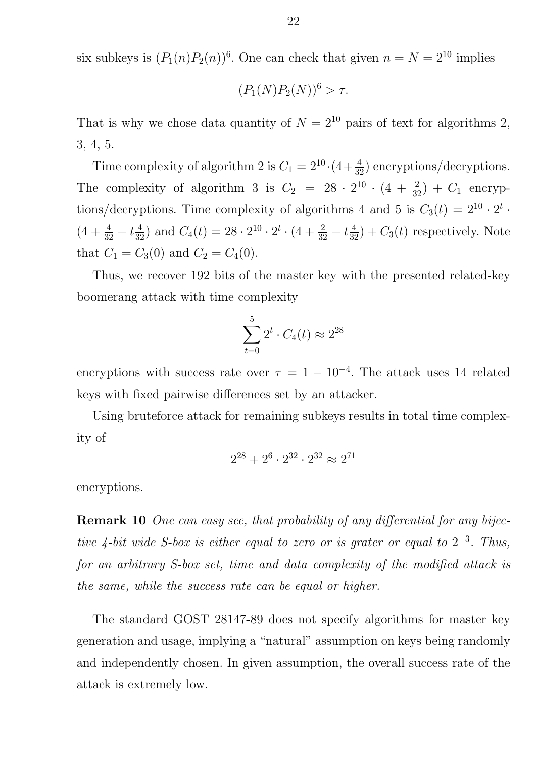six subkeys is $(P_1(n)P_2(n))^6$. One can check that given $n = N = 2^{10}$ implies

$$(P_1(N)P_2(N))^6 > \tau.$$

That is why we chose data quantity of $N = 2^{10}$ pairs of text for algorithms 2, 3, 4, 5.

Time complexity of algorithm 2 is $C_1 = 2^{10} \cdot (4 + \frac{4}{32})$ encryptions/decryptions. The complexity of algorithm 3 is $C_2 = 28 \cdot 2^{10} \cdot (4 + \frac{2}{32}) + C_1$ encryptions/decryptions. Time complexity of algorithms 4 and 5 is $C_3(t) = 2^{10} \cdot 2^t \cdot (4 + \frac{4}{32} + t\frac{4}{32})$ and $C_4(t) = 28 \cdot 2^{10} \cdot 2^t \cdot (4 + \frac{2}{32} + t\frac{4}{32}) + C_3(t)$ respectively. Note that $C_1 = C_3(0)$ and $C_2 = C_4(0)$.

Thus, we recover 192 bits of the master key with the presented related-key boomerang attack with time complexity

$$\sum_{t=0}^{5} 2^t \cdot C_4(t) \approx 2^{28}$$

encryptions with success rate over $\tau = 1 - 10^{-4}$. The attack uses 14 related keys with fixed pairwise differences set by an attacker.

Using bruteforce attack for remaining subkeys results in total time complexity of

$$2^{28} + 2^6 \cdot 2^{32} \cdot 2^{32} \approx 2^{71}$$

encryptions.

**Remark 10** *One can easy see, that probability of any differential for any bijective 4-bit wide S-box is either equal to zero or is grater or equal to $2^{-3}$. Thus, for an arbitrary S-box set, time and data complexity of the modified attack is the same, while the success rate can be equal or higher.*

The standard GOST 28147-89 does not specify algorithms for master key generation and usage, implying a "natural" assumption on keys being randomly and independently chosen. In given assumption, the overall success rate of the attack is extremely low.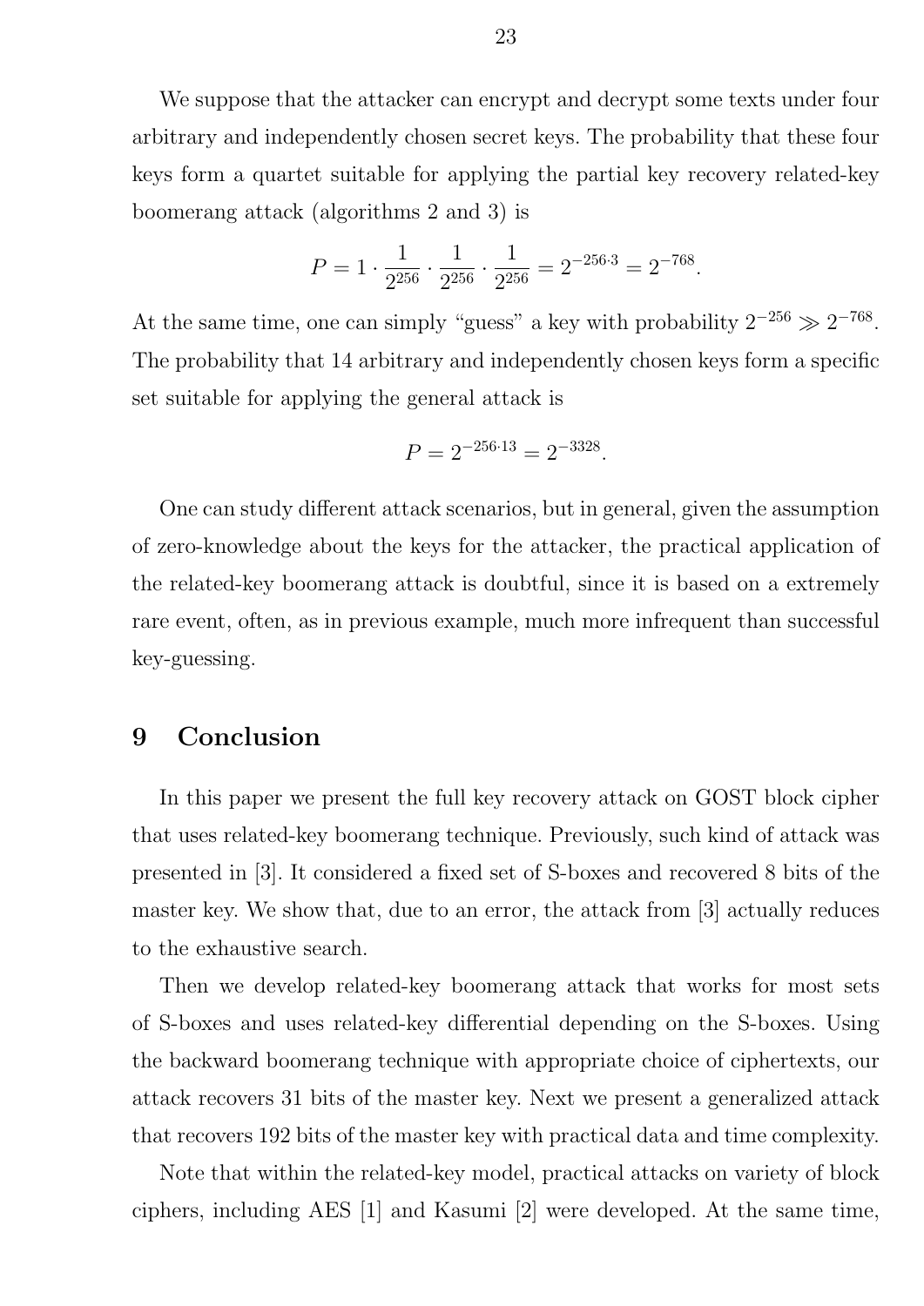We suppose that the attacker can encrypt and decrypt some texts under four arbitrary and independently chosen secret keys. The probability that these four keys form a quartet suitable for applying the partial key recovery related-key boomerang attack (algorithms 2 and 3) is

$$P = 1 \cdot \frac{1}{2^{256}} \cdot \frac{1}{2^{256}} \cdot \frac{1}{2^{256}} = 2^{-256 \cdot 3} = 2^{-768}.$$

At the same time, one can simply "guess" a key with probability $2^{-256} \gg 2^{-768}$. The probability that 14 arbitrary and independently chosen keys form a specific set suitable for applying the general attack is

$$P = 2^{-256 \cdot 13} = 2^{-3328}.$$

One can study different attack scenarios, but in general, given the assumption of zero-knowledge about the keys for the attacker, the practical application of the related-key boomerang attack is doubtful, since it is based on a extremely rare event, often, as in previous example, much more infrequent than successful key-guessing.

## 9 Conclusion

In this paper we present the full key recovery attack on GOST block cipher that uses related-key boomerang technique. Previously, such kind of attack was presented in [3]. It considered a fixed set of S-boxes and recovered 8 bits of the master key. We show that, due to an error, the attack from [3] actually reduces to the exhaustive search.

Then we develop related-key boomerang attack that works for most sets of S-boxes and uses related-key differential depending on the S-boxes. Using the backward boomerang technique with appropriate choice of ciphertexts, our attack recovers 31 bits of the master key. Next we present a generalized attack that recovers 192 bits of the master key with practical data and time complexity.

Note that within the related-key model, practical attacks on variety of block ciphers, including AES [1] and Kasumi [2] were developed. At the same time,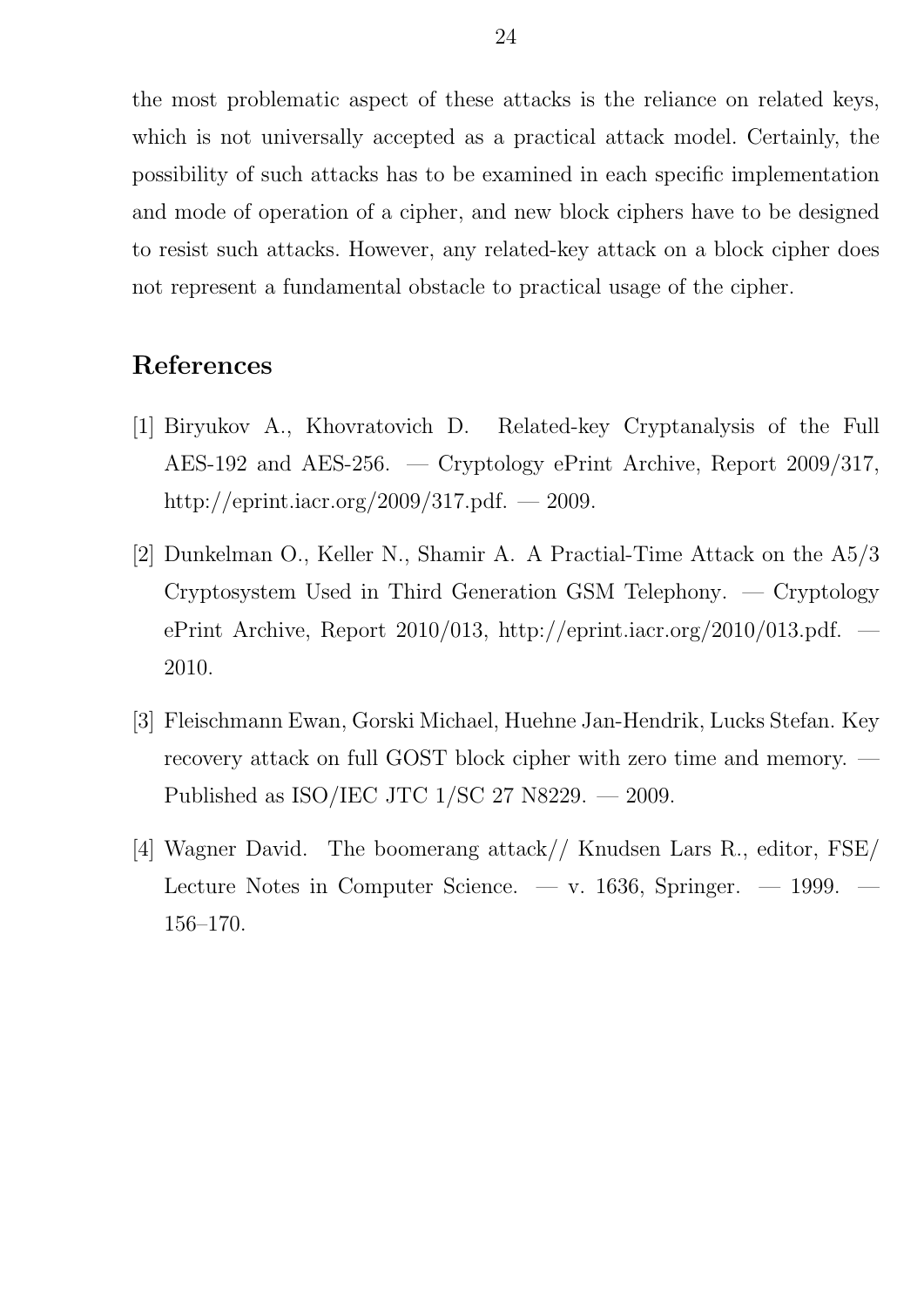the most problematic aspect of these attacks is the reliance on related keys, which is not universally accepted as a practical attack model. Certainly, the possibility of such attacks has to be examined in each specific implementation and mode of operation of a cipher, and new block ciphers have to be designed to resist such attacks. However, any related-key attack on a block cipher does not represent a fundamental obstacle to practical usage of the cipher.

## References

[1] Biryukov A., Khovratovich D. Related-key Cryptanalysis of the Full AES-192 and AES-256. — Cryptology ePrint Archive, Report 2009/317, http://eprint.iacr.org/2009/317.pdf. — 2009.

[2] Dunkelman O., Keller N., Shamir A. A Practial-Time Attack on the A5/3 Cryptosystem Used in Third Generation GSM Telephony. — Cryptology ePrint Archive, Report 2010/013, http://eprint.iacr.org/2010/013.pdf. — 2010.

[3] Fleischmann Ewan, Gorski Michael, Huehne Jan-Hendrik, Lucks Stefan. Key recovery attack on full GOST block cipher with zero time and memory. — Published as ISO/IEC JTC 1/SC 27 N8229. — 2009.

[4] Wagner David. The boomerang attack// Knudsen Lars R., editor, FSE/ Lecture Notes in Computer Science. — v. 1636, Springer. — 1999. — 156–170.